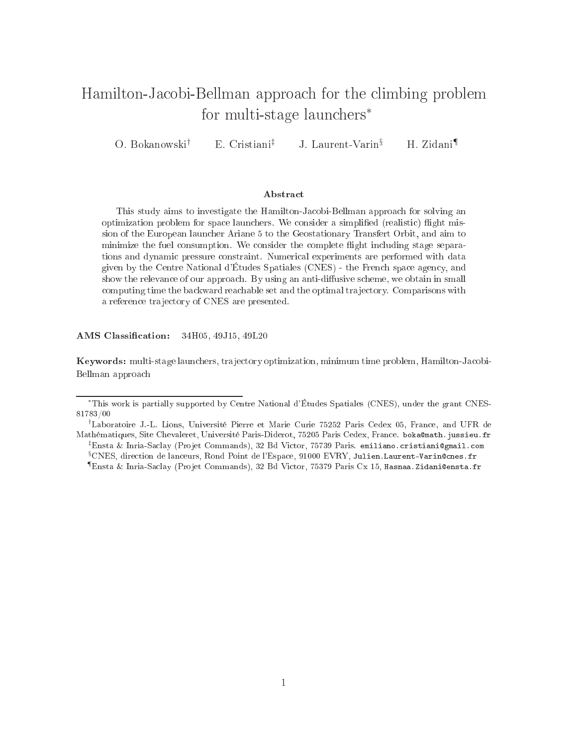# Hamilton-Jacobi-Bellman approach for the climbing problem for multi-stage launchers[*]

O. Bokanowski[†] E. Cristiani[‡] J. Laurent-Varin[§] H. Zidani[¶]

## Abstract

This study aims to investigate the Hamilton-Jacobi-Bellman approach for solving an optimization problem for space launchers. We consider a simplified (realistic) flight mission of the European launcher Ariane 5 to the Geostationary Transfert Orbit, and aim to minimize the fuel consumption. We consider the complete flight including stage separations and dynamic pressure constraint. Numerical experiments are performed with data given by the Centre National d'Études Spatiales (CNES) - the French space agency, and show the relevance of our approach. By using an anti-diffusive scheme, we obtain in small computing time the backward reachable set and the optimal trajectory. Comparisons with a reference trajectory of CNES are presented.

**AMS Classification:** 34H05, 49J15, 49L20

**Keywords:** multi-stage launchers, trajectory optimization, minimum time problem, Hamilton-Jacobi-Bellman approach

---

[*] This work is partially supported by Centre National d'Études Spatiales (CNES), under the grant CNES-81783/00

[†] Laboratoire J.-L. Lions, Université Pierre et Marie Curie 75252 Paris Cedex 05, France, and UFR de Mathématiques, Site Chevaleret, Université Paris-Diderot, 75205 Paris Cedex, France. boka@math.jussieu.fr

[‡] Ensta & Inria-Saclay (Projet Commands), 32 Bd Victor, 75739 Paris. emiliano.cristiani@gmail.com

[§] CNES, direction de lanceurs, Rond Point de l'Espace, 91000 EVRY, Julien.Laurent-Varin@cnes.fr

[¶] Ensta & Inria-Saclay (Projet Commands), 32 Bd Victor, 75379 Paris Cx 15, Hasnaa.Zidani@ensta.fr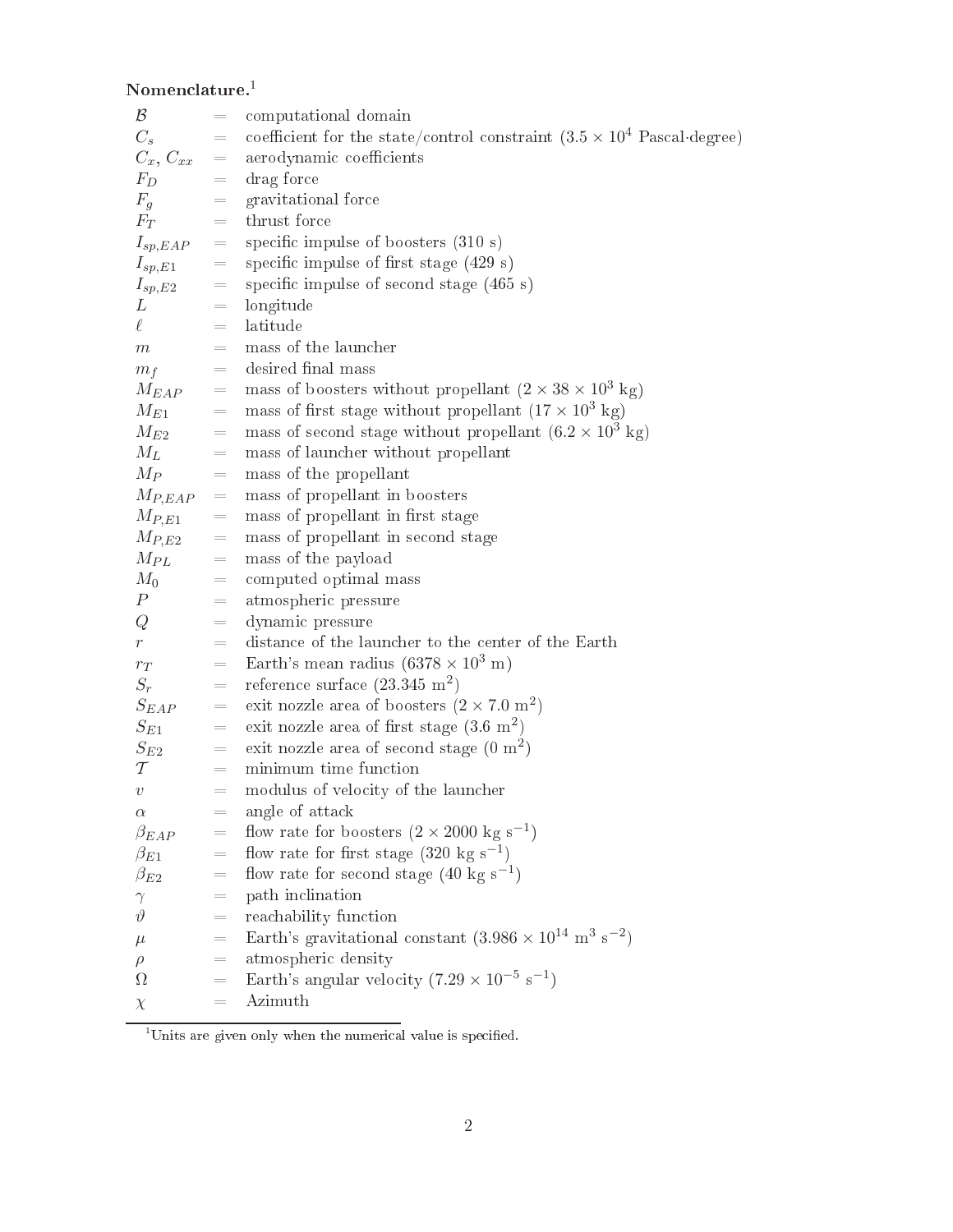**Nomenclature.**[1]

| | | |
|---|---|---|
| $\mathcal{B}$ | = | computational domain |
| $C_s$ | = | coefficient for the state/control constraint ($3.5 \times 10^4$ Pascal·degree) |
| $C_x$, $C_{xx}$ | = | aerodynamic coefficients |
| $F_D$ | = | drag force |
| $F_g$ | = | gravitational force |
| $F_T$ | = | thrust force |
| $I_{sp,EAP}$ | = | specific impulse of boosters (310 s) |
| $I_{sp,E1}$ | = | specific impulse of first stage (429 s) |
| $I_{sp,E2}$ | = | specific impulse of second stage (465 s) |
| $L$ | = | longitude |
| $\ell$ | = | latitude |
| $m$ | = | mass of the launcher |
| $m_f$ | = | desired final mass |
| $M_{EAP}$ | = | mass of boosters without propellant ($2 \times 38 \times 10^3$ kg) |
| $M_{E1}$ | = | mass of first stage without propellant ($17 \times 10^3$ kg) |
| $M_{E2}$ | = | mass of second stage without propellant ($6.2 \times 10^3$ kg) |
| $M_L$ | = | mass of launcher without propellant |
| $M_P$ | = | mass of the propellant |
| $M_{P,EAP}$ | = | mass of propellant in boosters |
| $M_{P,E1}$ | = | mass of propellant in first stage |
| $M_{P,E2}$ | = | mass of propellant in second stage |
| $M_{PL}$ | = | mass of the payload |
| $M_0$ | = | computed optimal mass |
| $P$ | = | atmospheric pressure |
| $Q$ | = | dynamic pressure |
| $r$ | = | distance of the launcher to the center of the Earth |
| $r_T$ | = | Earth's mean radius ($6378 \times 10^3$ m) |
| $S_r$ | = | reference surface (23.345 m$^2$) |
| $S_{EAP}$ | = | exit nozzle area of boosters ($2 \times 7.0$ m$^2$) |
| $S_{E1}$ | = | exit nozzle area of first stage (3.6 m$^2$) |
| $S_{E2}$ | = | exit nozzle area of second stage (0 m$^2$) |
| $\mathcal{T}$ | = | minimum time function |
| $v$ | = | modulus of velocity of the launcher |
| $\alpha$ | = | angle of attack |
| $\beta_{EAP}$ | = | flow rate for boosters ($2 \times 2000$ kg s$^{-1}$) |
| $\beta_{E1}$ | = | flow rate for first stage (320 kg s$^{-1}$) |
| $\beta_{E2}$ | = | flow rate for second stage (40 kg s$^{-1}$) |
| $\gamma$ | = | path inclination |
| $\vartheta$ | = | reachability function |
| $\mu$ | = | Earth's gravitational constant ($3.986 \times 10^{14}$ m$^3$ s$^{-2}$) |
| $\rho$ | = | atmospheric density |
| $\Omega$ | = | Earth's angular velocity ($7.29 \times 10^{-5}$ s$^{-1}$) |
| $\chi$ | = | Azimuth |

[1] Units are given only when the numerical value is specified.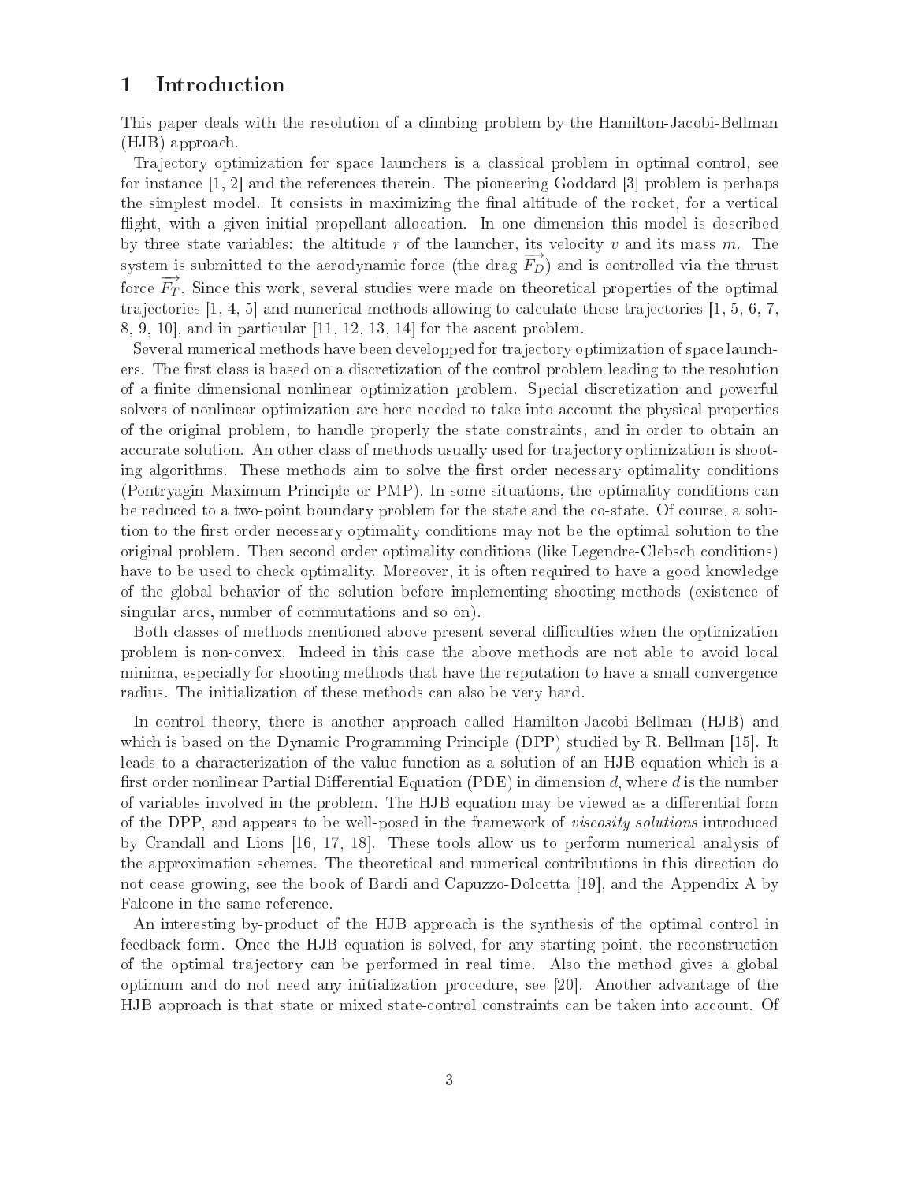# 1 Introduction

This paper deals with the resolution of a climbing problem by the Hamilton-Jacobi-Bellman (HJB) approach.

Trajectory optimization for space launchers is a classical problem in optimal control, see for instance [1, 2] and the references therein. The pioneering Goddard [3] problem is perhaps the simplest model. It consists in maximizing the final altitude of the rocket, for a vertical flight, with a given initial propellant allocation. In one dimension this model is described by three state variables: the altitude $r$ of the launcher, its velocity $v$ and its mass $m$. The system is submitted to the aerodynamic force (the drag $\overrightarrow{F_D}$) and is controlled via the thrust force $\overrightarrow{F_T}$. Since this work, several studies were made on theoretical properties of the optimal trajectories [1, 4, 5] and numerical methods allowing to calculate these trajectories [1, 5, 6, 7, 8, 9, 10], and in particular [11, 12, 13, 14] for the ascent problem.

Several numerical methods have been developped for trajectory optimization of space launchers. The first class is based on a discretization of the control problem leading to the resolution of a finite dimensional nonlinear optimization problem. Special discretization and powerful solvers of nonlinear optimization are here needed to take into account the physical properties of the original problem, to handle properly the state constraints, and in order to obtain an accurate solution. An other class of methods usually used for trajectory optimization is shooting algorithms. These methods aim to solve the first order necessary optimality conditions (Pontryagin Maximum Principle or PMP). In some situations, the optimality conditions can be reduced to a two-point boundary problem for the state and the co-state. Of course, a solution to the first order necessary optimality conditions may not be the optimal solution to the original problem. Then second order optimality conditions (like Legendre-Clebsch conditions) have to be used to check optimality. Moreover, it is often required to have a good knowledge of the global behavior of the solution before implementing shooting methods (existence of singular arcs, number of commutations and so on).

Both classes of methods mentioned above present several difficulties when the optimization problem is non-convex. Indeed in this case the above methods are not able to avoid local minima, especially for shooting methods that have the reputation to have a small convergence radius. The initialization of these methods can also be very hard.

In control theory, there is another approach called Hamilton-Jacobi-Bellman (HJB) and which is based on the Dynamic Programming Principle (DPP) studied by R. Bellman [15]. It leads to a characterization of the value function as a solution of an HJB equation which is a first order nonlinear Partial Differential Equation (PDE) in dimension $d$, where $d$ is the number of variables involved in the problem. The HJB equation may be viewed as a differential form of the DPP, and appears to be well-posed in the framework of *viscosity solutions* introduced by Crandall and Lions [16, 17, 18]. These tools allow us to perform numerical analysis of the approximation schemes. The theoretical and numerical contributions in this direction do not cease growing, see the book of Bardi and Capuzzo-Dolcetta [19], and the Appendix A by Falcone in the same reference.

An interesting by-product of the HJB approach is the synthesis of the optimal control in feedback form. Once the HJB equation is solved, for any starting point, the reconstruction of the optimal trajectory can be performed in real time. Also the method gives a global optimum and do not need any initialization procedure, see [20]. Another advantage of the HJB approach is that state or mixed state-control constraints can be taken into account. Of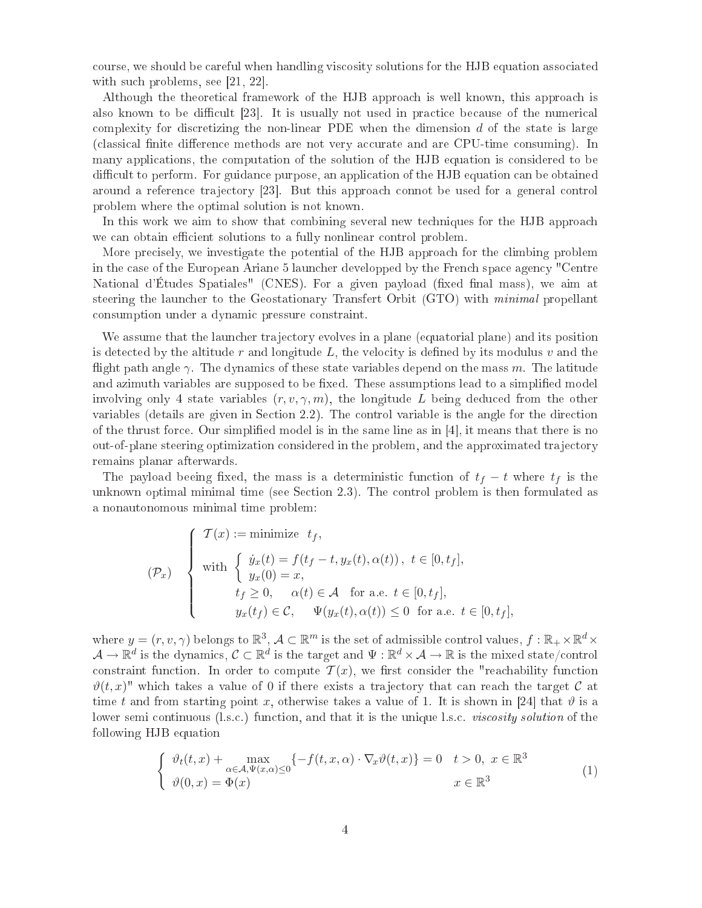course, we should be careful when handling viscosity solutions for the HJB equation associated with such problems, see [21, 22].

Although the theoretical framework of the HJB approach is well known, this approach is also known to be difficult [23]. It is usually not used in practice because of the numerical complexity for discretizing the non-linear PDE when the dimension $d$ of the state is large (classical finite difference methods are not very accurate and are CPU-time consuming). In many applications, the computation of the solution of the HJB equation is considered to be difficult to perform. For guidance purpose, an application of the HJB equation can be obtained around a reference trajectory [23]. But this approach connot be used for a general control problem where the optimal solution is not known.

In this work we aim to show that combining several new techniques for the HJB approach we can obtain efficient solutions to a fully nonlinear control problem.

More precisely, we investigate the potential of the HJB approach for the climbing problem in the case of the European Ariane 5 launcher developped by the French space agency "Centre National d'Études Spatiales" (CNES). For a given payload (fixed final mass), we aim at steering the launcher to the Geostationary Transfert Orbit (GTO) with *minimal* propellant consumption under a dynamic pressure constraint.

We assume that the launcher trajectory evolves in a plane (equatorial plane) and its position is detected by the altitude $r$ and longitude $L$, the velocity is defined by its modulus $v$ and the flight path angle $\gamma$. The dynamics of these state variables depend on the mass $m$. The latitude and azimuth variables are supposed to be fixed. These assumptions lead to a simplified model involving only 4 state variables $(r, v, \gamma, m)$, the longitude $L$ being deduced from the other variables (details are given in Section 2.2). The control variable is the angle for the direction of the thrust force. Our simplified model is in the same line as in [4], it means that there is no out-of-plane steering optimization considered in the problem, and the approximated trajectory remains planar afterwards.

The payload beeing fixed, the mass is a deterministic function of $t_f - t$ where $t_f$ is the unknown optimal minimal time (see Section 2.3). The control problem is then formulated as a nonautonomous minimal time problem:

$$
(\mathcal{P}_x) \quad \left\{ \begin{array}{l} \mathcal{T}(x) := \text{minimize} \;\; t_f, \\[6pt] \text{with} \; \left\{ \begin{array}{l} \dot{y}_x(t) = f(t_f - t, y_x(t), \alpha(t)), \;\; t \in [0, t_f], \\ y_x(0) = x, \end{array} \right. \\[6pt] \qquad\quad t_f \geq 0, \quad\;\; \alpha(t) \in \mathcal{A} \;\;\text{for a.e. } t \in [0, t_f], \\[4pt] \qquad\quad y_x(t_f) \in \mathcal{C}, \quad\;\; \Psi(y_x(t), \alpha(t)) \leq 0 \;\;\text{for a.e. } t \in [0, t_f], \end{array} \right.
$$

where $y = (r, v, \gamma)$ belongs to $\mathbb{R}^3$, $\mathcal{A} \subset \mathbb{R}^m$ is the set of admissible control values, $f : \mathbb{R}_+ \times \mathbb{R}^d \times \mathcal{A} \to \mathbb{R}^d$ is the dynamics, $\mathcal{C} \subset \mathbb{R}^d$ is the target and $\Psi : \mathbb{R}^d \times \mathcal{A} \to \mathbb{R}$ is the mixed state/control constraint function. In order to compute $\mathcal{T}(x)$, we first consider the "reachability function $\vartheta(t, x)$" which takes a value of 0 if there exists a trajectory that can reach the target $\mathcal{C}$ at time $t$ and from starting point $x$, otherwise takes a value of 1. It is shown in [24] that $\vartheta$ is a lower semi continuous (l.s.c.) function, and that it is the unique l.s.c. *viscosity solution* of the following HJB equation

$$
\left\{ \begin{array}{ll} \vartheta_t(t, x) + \max\limits_{\alpha \in \mathcal{A}, \Psi(x, \alpha) \leq 0} \{ -f(t, x, \alpha) \cdot \nabla_x \vartheta(t, x) \} = 0 & t > 0, \; x \in \mathbb{R}^3 \\ \vartheta(0, x) = \Phi(x) & x \in \mathbb{R}^3 \end{array} \right. \tag{1}
$$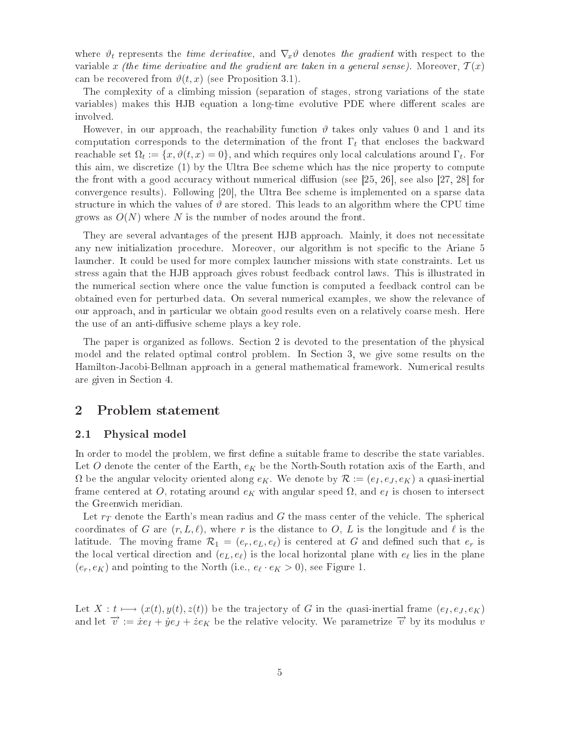where $\vartheta_t$ represents the *time derivative*, and $\nabla_x \vartheta$ denotes *the gradient* with respect to the variable $x$ *(the time derivative and the gradient are taken in a general sense)*. Moreover, $\mathcal{T}(x)$ can be recovered from $\vartheta(t,x)$ (see Proposition 3.1).

The complexity of a climbing mission (separation of stages, strong variations of the state variables) makes this HJB equation a long-time evolutive PDE where different scales are involved.

However, in our approach, the reachability function $\vartheta$ takes only values 0 and 1 and its computation corresponds to the determination of the front $\Gamma_t$ that encloses the backward reachable set $\Omega_t := \{x, \vartheta(t,x) = 0\}$, and which requires only local calculations around $\Gamma_t$. For this aim, we discretize (1) by the Ultra Bee scheme which has the nice property to compute the front with a good accuracy without numerical diffusion (see [25, 26], see also [27, 28] for convergence results). Following [20], the Ultra Bee scheme is implemented on a sparse data structure in which the values of $\vartheta$ are stored. This leads to an algorithm where the CPU time grows as $O(N)$ where $N$ is the number of nodes around the front.

They are several advantages of the present HJB approach. Mainly, it does not necessitate any new initialization procedure. Moreover, our algorithm is not specific to the Ariane 5 launcher. It could be used for more complex launcher missions with state constraints. Let us stress again that the HJB approach gives robust feedback control laws. This is illustrated in the numerical section where once the value function is computed a feedback control can be obtained even for perturbed data. On several numerical examples, we show the relevance of our approach, and in particular we obtain good results even on a relatively coarse mesh. Here the use of an anti-diffusive scheme plays a key role.

The paper is organized as follows. Section 2 is devoted to the presentation of the physical model and the related optimal control problem. In Section 3, we give some results on the Hamilton-Jacobi-Bellman approach in a general mathematical framework. Numerical results are given in Section 4.

## 2 Problem statement

### 2.1 Physical model

In order to model the problem, we first define a suitable frame to describe the state variables. Let $O$ denote the center of the Earth, $e_K$ be the North-South rotation axis of the Earth, and $\Omega$ be the angular velocity oriented along $e_K$. We denote by $\mathcal{R} := (e_I, e_J, e_K)$ a quasi-inertial frame centered at $O$, rotating around $e_K$ with angular speed $\Omega$, and $e_I$ is chosen to intersect the Greenwich meridian.

Let $r_T$ denote the Earth's mean radius and $G$ the mass center of the vehicle. The spherical coordinates of $G$ are $(r, L, \ell)$, where $r$ is the distance to $O$, $L$ is the longitude and $\ell$ is the latitude. The moving frame $\mathcal{R}_1 = (e_r, e_L, e_\ell)$ is centered at $G$ and defined such that $e_r$ is the local vertical direction and $(e_L, e_\ell)$ is the local horizontal plane with $e_\ell$ lies in the plane $(e_r, e_K)$ and pointing to the North (i.e., $e_\ell \cdot e_K > 0$), see Figure 1.

Let $X : t \longmapsto (x(t), y(t), z(t))$ be the trajectory of $G$ in the quasi-inertial frame $(e_I, e_J, e_K)$ and let $\overrightarrow{v} := \dot{x} e_I + \dot{y} e_J + \dot{z} e_K$ be the relative velocity. We parametrize $\overrightarrow{v}$ by its modulus $v$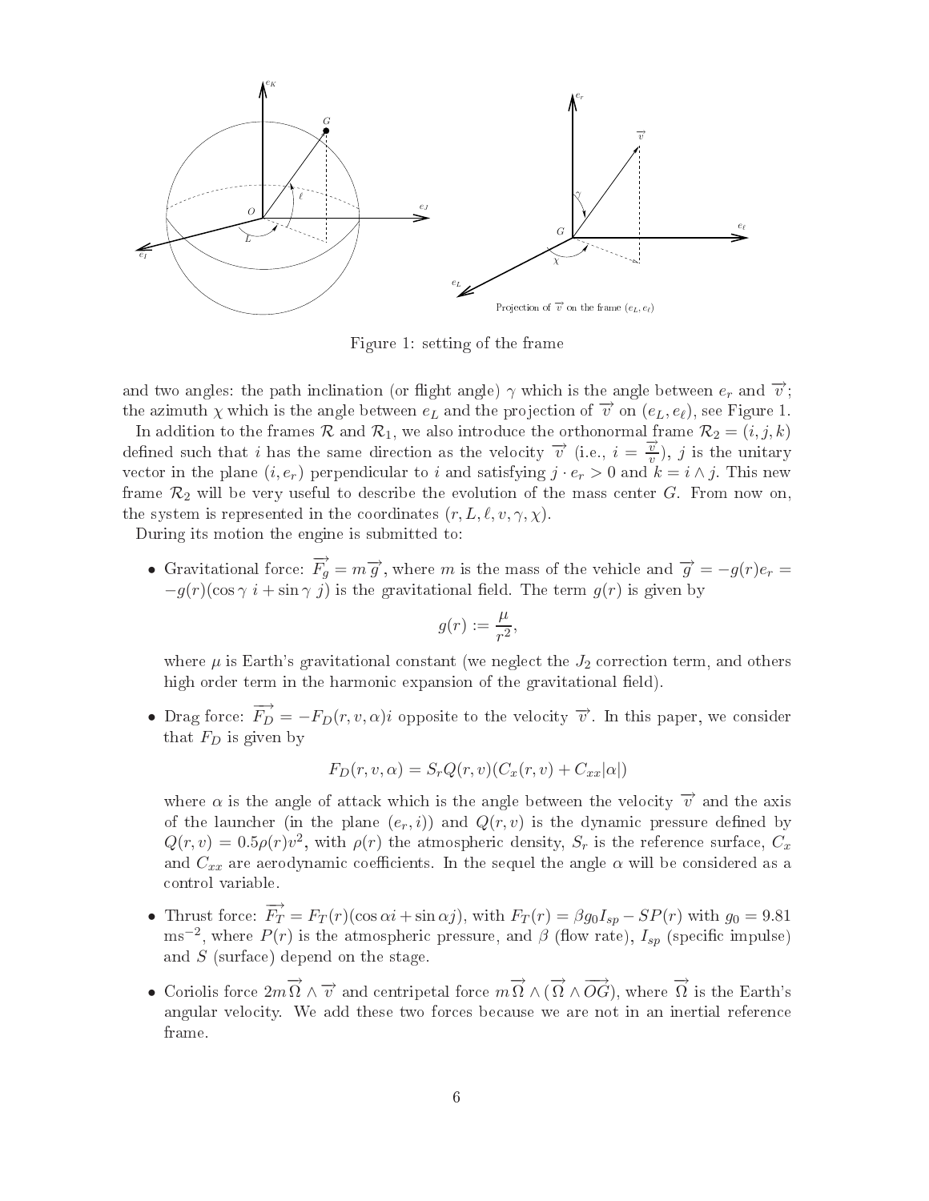Figure 1: setting of the frame

and two angles: the path inclination (or flight angle) $\gamma$ which is the angle between $e_r$ and $\overrightarrow{v}$; the azimuth $\chi$ which is the angle between $e_L$ and the projection of $\overrightarrow{v}$ on $(e_L, e_\ell)$, see Figure 1.

In addition to the frames $\mathcal{R}$ and $\mathcal{R}_1$, we also introduce the orthonormal frame $\mathcal{R}_2 = (i, j, k)$ defined such that $i$ has the same direction as the velocity $\overrightarrow{v}$ (i.e., $i = \frac{\overrightarrow{v}}{v}$), $j$ is the unitary vector in the plane $(i, e_r)$ perpendicular to $i$ and satisfying $j \cdot e_r > 0$ and $k = i \wedge j$. This new frame $\mathcal{R}_2$ will be very useful to describe the evolution of the mass center $G$. From now on, the system is represented in the coordinates $(r, L, \ell, v, \gamma, \chi)$.

During its motion the engine is submitted to:

- Gravitational force: $\overrightarrow{F_g} = m\overrightarrow{g}$, where $m$ is the mass of the vehicle and $\overrightarrow{g} = -g(r)e_r = -g(r)(\cos\gamma\ i + \sin\gamma\ j)$ is the gravitational field. The term $g(r)$ is given by

$$g(r) := \frac{\mu}{r^2},$$

where $\mu$ is Earth's gravitational constant (we neglect the $J_2$ correction term, and others high order term in the harmonic expansion of the gravitational field).

- Drag force: $\overrightarrow{F_D} = -F_D(r, v, \alpha)i$ opposite to the velocity $\overrightarrow{v}$. In this paper, we consider that $F_D$ is given by

$$F_D(r, v, \alpha) = S_r Q(r, v)(C_x(r, v) + C_{xx}|\alpha|)$$

where $\alpha$ is the angle of attack which is the angle between the velocity $\overrightarrow{v}$ and the axis of the launcher (in the plane $(e_r, i)$) and $Q(r, v)$ is the dynamic pressure defined by $Q(r, v) = 0.5\rho(r)v^2$, with $\rho(r)$ the atmospheric density, $S_r$ is the reference surface, $C_x$ and $C_{xx}$ are aerodynamic coefficients. In the sequel the angle $\alpha$ will be considered as a control variable.

- Thrust force: $\overrightarrow{F_T} = F_T(r)(\cos\alpha i + \sin\alpha j)$, with $F_T(r) = \beta g_0 I_{sp} - SP(r)$ with $g_0 = 9.81$ $\text{ms}^{-2}$, where $P(r)$ is the atmospheric pressure, and $\beta$ (flow rate), $I_{sp}$ (specific impulse) and $S$ (surface) depend on the stage.

- Coriolis force $2m\overrightarrow{\Omega} \wedge \overrightarrow{v}$ and centripetal force $m\overrightarrow{\Omega} \wedge (\overrightarrow{\Omega} \wedge \overrightarrow{OG})$, where $\overrightarrow{\Omega}$ is the Earth's angular velocity. We add these two forces because we are not in an inertial reference frame.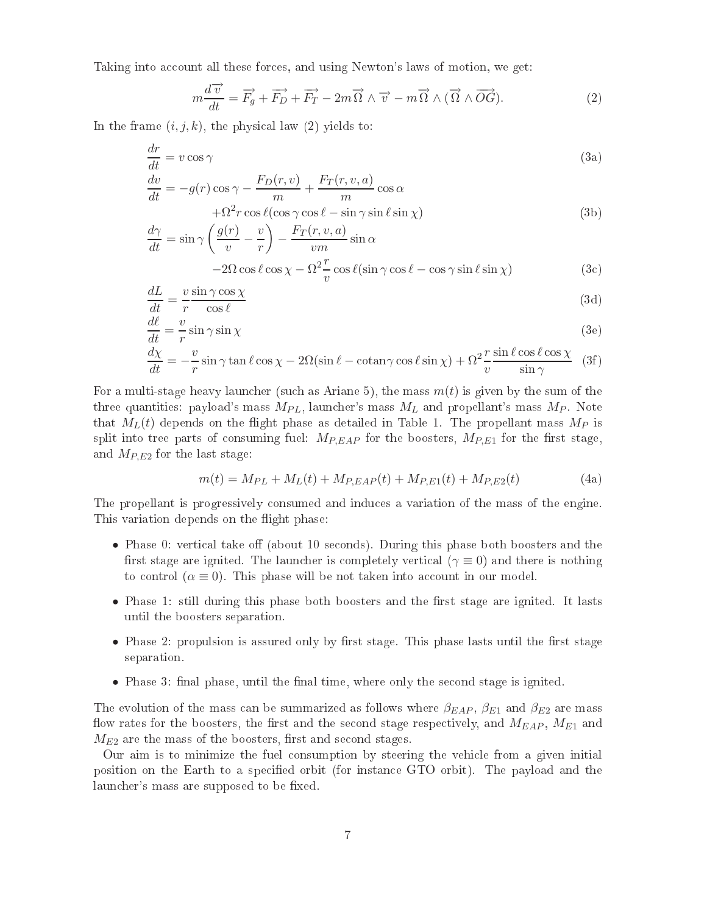Taking into account all these forces, and using Newton's laws of motion, we get:

$$m\frac{d\overrightarrow{v}}{dt} = \overrightarrow{F_g} + \overrightarrow{F_D} + \overrightarrow{F_T} - 2m\overrightarrow{\Omega} \wedge \overrightarrow{v} - m\overrightarrow{\Omega} \wedge (\overrightarrow{\Omega} \wedge \overrightarrow{OG}). \tag{2}$$

In the frame $(i, j, k)$, the physical law (2) yields to:

$$\frac{dr}{dt} = v \cos\gamma \tag{3a}$$

$$\frac{dv}{dt} = -g(r)\cos\gamma - \frac{F_D(r,v)}{m} + \frac{F_T(r,v,a)}{m}\cos\alpha + \Omega^2 r \cos\ell(\cos\gamma\cos\ell - \sin\gamma\sin\ell\sin\chi) \tag{3b}$$

$$\frac{d\gamma}{dt} = \sin\gamma\left(\frac{g(r)}{v} - \frac{v}{r}\right) - \frac{F_T(r,v,a)}{vm}\sin\alpha - 2\Omega\cos\ell\cos\chi - \Omega^2\frac{r}{v}\cos\ell(\sin\gamma\cos\ell - \cos\gamma\sin\ell\sin\chi) \tag{3c}$$

$$\frac{dL}{dt} = \frac{v}{r}\frac{\sin\gamma\cos\chi}{\cos\ell} \tag{3d}$$

$$\frac{d\ell}{dt} = \frac{v}{r}\sin\gamma\sin\chi \tag{3e}$$

$$\frac{d\chi}{dt} = -\frac{v}{r}\sin\gamma\tan\ell\cos\chi - 2\Omega(\sin\ell - \text{cotan}\gamma\cos\ell\sin\chi) + \Omega^2\frac{r}{v}\frac{\sin\ell\cos\ell\cos\chi}{\sin\gamma} \tag{3f}$$

For a multi-stage heavy launcher (such as Ariane 5), the mass $m(t)$ is given by the sum of the three quantities: payload's mass $M_{PL}$, launcher's mass $M_L$ and propellant's mass $M_P$. Note that $M_L(t)$ depends on the flight phase as detailed in Table 1. The propellant mass $M_P$ is split into tree parts of consuming fuel: $M_{P,EAP}$ for the boosters, $M_{P,E1}$ for the first stage, and $M_{P,E2}$ for the last stage:

$$m(t) = M_{PL} + M_L(t) + M_{P,EAP}(t) + M_{P,E1}(t) + M_{P,E2}(t) \tag{4a}$$

The propellant is progressively consumed and induces a variation of the mass of the engine. This variation depends on the flight phase:

- Phase 0: vertical take off (about 10 seconds). During this phase both boosters and the first stage are ignited. The launcher is completely vertical ($\gamma \equiv 0$) and there is nothing to control ($\alpha \equiv 0$). This phase will be not taken into account in our model.
- Phase 1: still during this phase both boosters and the first stage are ignited. It lasts until the boosters separation.
- Phase 2: propulsion is assured only by first stage. This phase lasts until the first stage separation.
- Phase 3: final phase, until the final time, where only the second stage is ignited.

The evolution of the mass can be summarized as follows where $\beta_{EAP}$, $\beta_{E1}$ and $\beta_{E2}$ are mass flow rates for the boosters, the first and the second stage respectively, and $M_{EAP}$, $M_{E1}$ and $M_{E2}$ are the mass of the boosters, first and second stages.

Our aim is to minimize the fuel consumption by steering the vehicle from a given initial position on the Earth to a specified orbit (for instance GTO orbit). The payload and the launcher's mass are supposed to be fixed.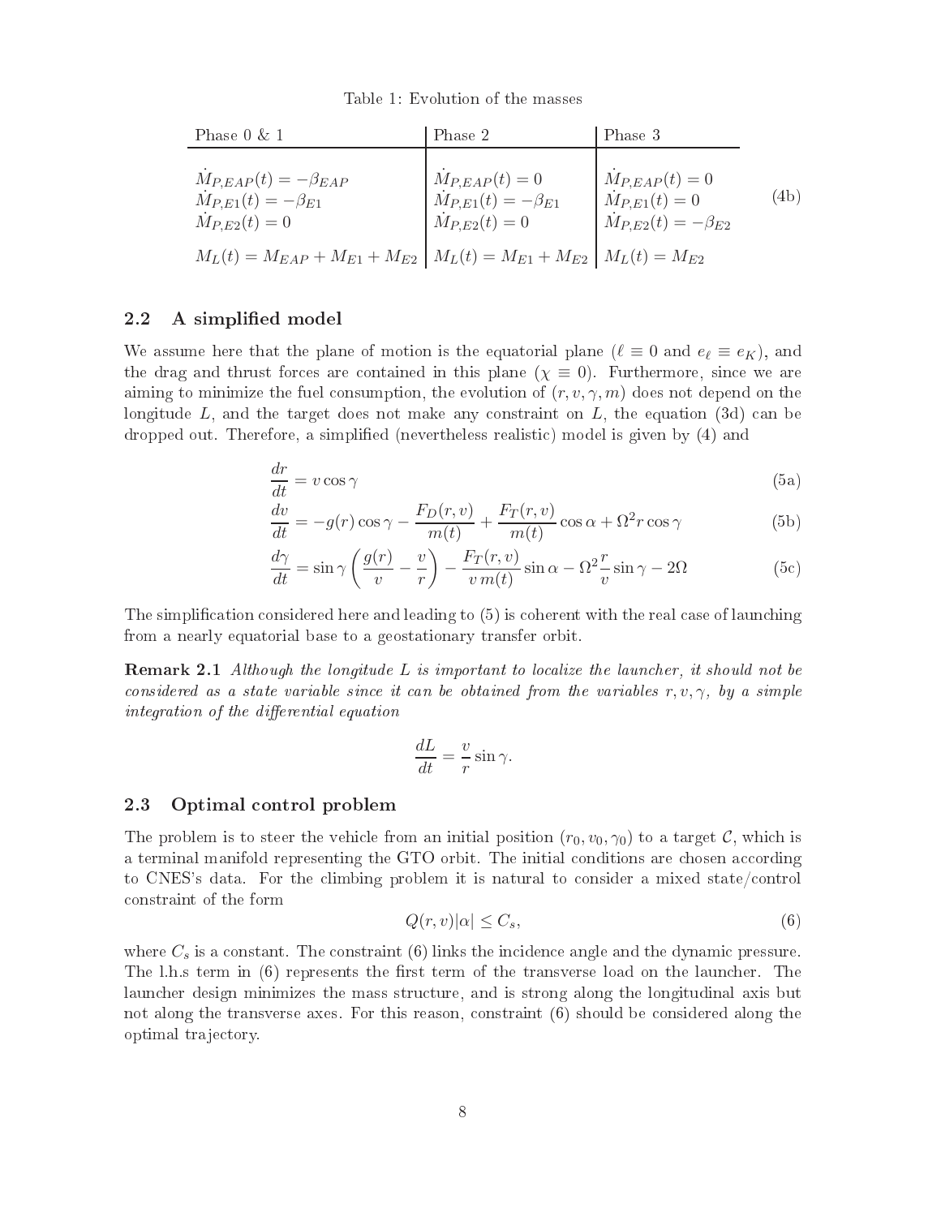Table 1: Evolution of the masses

| Phase 0 & 1 | Phase 2 | Phase 3 |
|---|---|---|
| $\dot{M}_{P,EAP}(t) = -\beta_{EAP}$ | $\dot{M}_{P,EAP}(t) = 0$ | $\dot{M}_{P,EAP}(t) = 0$ |
| $\dot{M}_{P,E1}(t) = -\beta_{E1}$ | $\dot{M}_{P,E1}(t) = -\beta_{E1}$ | $\dot{M}_{P,E1}(t) = 0$ |
| $\dot{M}_{P,E2}(t) = 0$ | $\dot{M}_{P,E2}(t) = 0$ | $\dot{M}_{P,E2}(t) = -\beta_{E2}$ |
| $M_L(t) = M_{EAP} + M_{E1} + M_{E2}$ | $M_L(t) = M_{E1} + M_{E2}$ | $M_L(t) = M_{E2}$ |

(4b)

## 2.2 A simplified model

We assume here that the plane of motion is the equatorial plane ($\ell \equiv 0$ and $e_\ell \equiv e_K$), and the drag and thrust forces are contained in this plane ($\chi \equiv 0$). Furthermore, since we are aiming to minimize the fuel consumption, the evolution of $(r, v, \gamma, m)$ does not depend on the longitude $L$, and the target does not make any constraint on $L$, the equation (3d) can be dropped out. Therefore, a simplified (nevertheless realistic) model is given by (4) and

$$\frac{dr}{dt} = v \cos\gamma \tag{5a}$$

$$\frac{dv}{dt} = -g(r)\cos\gamma - \frac{F_D(r,v)}{m(t)} + \frac{F_T(r,v)}{m(t)}\cos\alpha + \Omega^2 r \cos\gamma \tag{5b}$$

$$\frac{d\gamma}{dt} = \sin\gamma\left(\frac{g(r)}{v} - \frac{v}{r}\right) - \frac{F_T(r,v)}{v\,m(t)}\sin\alpha - \Omega^2\frac{r}{v}\sin\gamma - 2\Omega \tag{5c}$$

The simplification considered here and leading to (5) is coherent with the real case of launching from a nearly equatorial base to a geostationary transfer orbit.

**Remark 2.1** *Although the longitude $L$ is important to localize the launcher, it should not be considered as a state variable since it can be obtained from the variables $r, v, \gamma$, by a simple integration of the differential equation*

$$\frac{dL}{dt} = \frac{v}{r}\sin\gamma.$$

## 2.3 Optimal control problem

The problem is to steer the vehicle from an initial position $(r_0, v_0, \gamma_0)$ to a target $\mathcal{C}$, which is a terminal manifold representing the GTO orbit. The initial conditions are chosen according to CNES's data. For the climbing problem it is natural to consider a mixed state/control constraint of the form

$$Q(r,v)|\alpha| \leq C_s, \tag{6}$$

where $C_s$ is a constant. The constraint (6) links the incidence angle and the dynamic pressure. The l.h.s term in (6) represents the first term of the transverse load on the launcher. The launcher design minimizes the mass structure, and is strong along the longitudinal axis but not along the transverse axes. For this reason, constraint (6) should be considered along the optimal trajectory.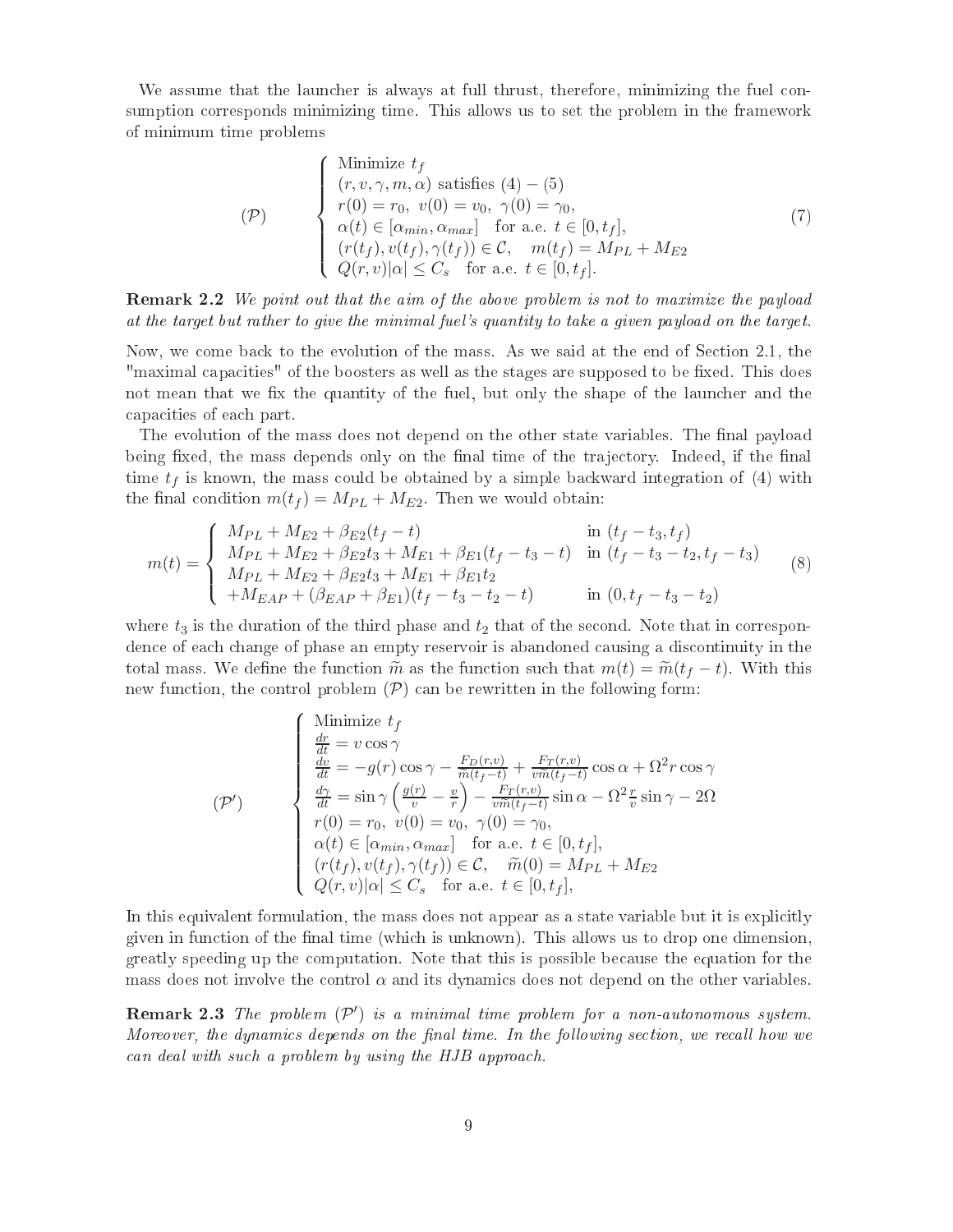We assume that the launcher is always at full thrust, therefore, minimizing the fuel consumption corresponds minimizing time. This allows us to set the problem in the framework of minimum time problems

$$
(\mathcal{P}) \qquad \begin{cases} \text{Minimize } t_f \\ (r, v, \gamma, m, \alpha) \text{ satisfies } (4)-(5) \\ r(0) = r_0, \ v(0) = v_0, \ \gamma(0) = \gamma_0, \\ \alpha(t) \in [\alpha_{min}, \alpha_{max}] \quad \text{for a.e. } t \in [0, t_f], \\ (r(t_f), v(t_f), \gamma(t_f)) \in \mathcal{C}, \quad m(t_f) = M_{PL} + M_{E2} \\ Q(r,v)|\alpha| \le C_s \quad \text{for a.e. } t \in [0, t_f]. \end{cases} \tag{7}
$$

**Remark 2.2** *We point out that the aim of the above problem is not to maximize the payload at the target but rather to give the minimal fuel's quantity to take a given payload on the target.*

Now, we come back to the evolution of the mass. As we said at the end of Section 2.1, the "maximal capacities" of the boosters as well as the stages are supposed to be fixed. This does not mean that we fix the quantity of the fuel, but only the shape of the launcher and the capacities of each part.

The evolution of the mass does not depend on the other state variables. The final payload being fixed, the mass depends only on the final time of the trajectory. Indeed, if the final time $t_f$ is known, the mass could be obtained by a simple backward integration of (4) with the final condition $m(t_f) = M_{PL} + M_{E2}$. Then we would obtain:

$$
m(t) = \begin{cases} M_{PL} + M_{E2} + \beta_{E2}(t_f - t) & \text{in } (t_f - t_3, t_f) \\ M_{PL} + M_{E2} + \beta_{E2} t_3 + M_{E1} + \beta_{E1}(t_f - t_3 - t) & \text{in } (t_f - t_3 - t_2, t_f - t_3) \\ M_{PL} + M_{E2} + \beta_{E2} t_3 + M_{E1} + \beta_{E1} t_2 & \\ +M_{EAP} + (\beta_{EAP} + \beta_{E1})(t_f - t_3 - t_2 - t) & \text{in } (0, t_f - t_3 - t_2) \end{cases} \tag{8}
$$

where $t_3$ is the duration of the third phase and $t_2$ that of the second. Note that in correspondence of each change of phase an empty reservoir is abandoned causing a discontinuity in the total mass. We define the function $\widetilde{m}$ as the function such that $m(t) = \widetilde{m}(t_f - t)$. With this new function, the control problem $(\mathcal{P})$ can be rewritten in the following form:

$$
(\mathcal{P}') \qquad \begin{cases} \text{Minimize } t_f \\ \frac{dr}{dt} = v \cos\gamma \\ \frac{dv}{dt} = -g(r)\cos\gamma - \frac{F_D(r,v)}{\widetilde{m}(t_f - t)} + \frac{F_T(r,v)}{v\widetilde{m}(t_f - t)}\cos\alpha + \Omega^2 r \cos\gamma \\ \frac{d\gamma}{dt} = \sin\gamma\left(\frac{g(r)}{v} - \frac{v}{r}\right) - \frac{F_T(r,v)}{v\widetilde{m}(t_f - t)}\sin\alpha - \Omega^2 \frac{r}{v}\sin\gamma - 2\Omega \\ r(0) = r_0, \ v(0) = v_0, \ \gamma(0) = \gamma_0, \\ \alpha(t) \in [\alpha_{min}, \alpha_{max}] \quad \text{for a.e. } t \in [0, t_f], \\ (r(t_f), v(t_f), \gamma(t_f)) \in \mathcal{C}, \quad \widetilde{m}(0) = M_{PL} + M_{E2} \\ Q(r,v)|\alpha| \le C_s \quad \text{for a.e. } t \in [0, t_f], \end{cases}
$$

In this equivalent formulation, the mass does not appear as a state variable but it is explicitly given in function of the final time (which is unknown). This allows us to drop one dimension, greatly speeding up the computation. Note that this is possible because the equation for the mass does not involve the control $\alpha$ and its dynamics does not depend on the other variables.

**Remark 2.3** *The problem $(\mathcal{P}')$ is a minimal time problem for a non-autonomous system. Moreover, the dynamics depends on the final time. In the following section, we recall how we can deal with such a problem by using the HJB approach.*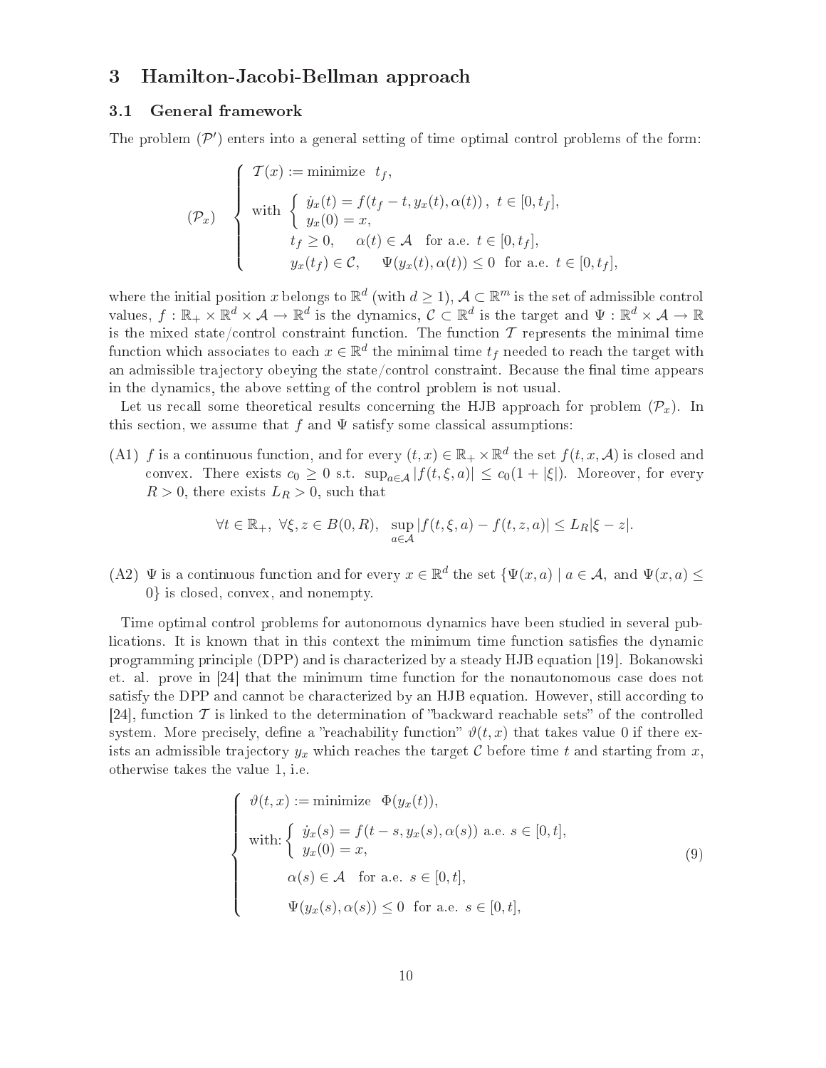## 3 Hamilton-Jacobi-Bellman approach

### 3.1 General framework

The problem $(\mathcal{P}')$ enters into a general setting of time optimal control problems of the form:

$$
(\mathcal{P}_x) \quad \begin{cases} \mathcal{T}(x) := \text{minimize} \;\; t_f, \\[2mm] \text{with} \begin{cases} \dot{y}_x(t) = f(t_f - t, y_x(t), \alpha(t)), \;\; t \in [0, t_f], \\ y_x(0) = x, \end{cases} \\[2mm] \qquad t_f \geq 0, \quad \alpha(t) \in \mathcal{A} \;\; \text{for a.e. } t \in [0, t_f], \\[2mm] \qquad y_x(t_f) \in \mathcal{C}, \quad \Psi(y_x(t), \alpha(t)) \leq 0 \;\; \text{for a.e. } t \in [0, t_f], \end{cases}
$$

where the initial position $x$ belongs to $\mathbb{R}^d$ (with $d \geq 1$), $\mathcal{A} \subset \mathbb{R}^m$ is the set of admissible control values, $f : \mathbb{R}_+ \times \mathbb{R}^d \times \mathcal{A} \to \mathbb{R}^d$ is the dynamics, $\mathcal{C} \subset \mathbb{R}^d$ is the target and $\Psi : \mathbb{R}^d \times \mathcal{A} \to \mathbb{R}$ is the mixed state/control constraint function. The function $\mathcal{T}$ represents the minimal time function which associates to each $x \in \mathbb{R}^d$ the minimal time $t_f$ needed to reach the target with an admissible trajectory obeying the state/control constraint. Because the final time appears in the dynamics, the above setting of the control problem is not usual.

Let us recall some theoretical results concerning the HJB approach for problem $(\mathcal{P}_x)$. In this section, we assume that $f$ and $\Psi$ satisfy some classical assumptions:

(A1) $f$ is a continuous function, and for every $(t, x) \in \mathbb{R}_+ \times \mathbb{R}^d$ the set $f(t, x, \mathcal{A})$ is closed and convex. There exists $c_0 \geq 0$ s.t. $\sup_{a \in \mathcal{A}} |f(t, \xi, a)| \leq c_0(1 + |\xi|)$. Moreover, for every $R > 0$, there exists $L_R > 0$, such that

$$
\forall t \in \mathbb{R}_+, \; \forall \xi, z \in B(0, R), \;\; \sup_{a \in \mathcal{A}} |f(t, \xi, a) - f(t, z, a)| \leq L_R |\xi - z|.
$$

(A2) $\Psi$ is a continuous function and for every $x \in \mathbb{R}^d$ the set $\{\Psi(x, a) \mid a \in \mathcal{A}, \text{ and } \Psi(x, a) \leq 0\}$ is closed, convex, and nonempty.

Time optimal control problems for autonomous dynamics have been studied in several publications. It is known that in this context the minimum time function satisfies the dynamic programming principle (DPP) and is characterized by a steady HJB equation [19]. Bokanowski et. al. prove in [24] that the minimum time function for the nonautonomous case does not satisfy the DPP and cannot be characterized by an HJB equation. However, still according to [24], function $\mathcal{T}$ is linked to the determination of "backward reachable sets" of the controlled system. More precisely, define a "reachability function" $\vartheta(t, x)$ that takes value 0 if there exists an admissible trajectory $y_x$ which reaches the target $\mathcal{C}$ before time $t$ and starting from $x$, otherwise takes the value 1, i.e.

$$
\begin{cases} \vartheta(t, x) := \text{minimize} \;\; \Phi(y_x(t)), \\[2mm] \text{with:} \begin{cases} \dot{y}_x(s) = f(t - s, y_x(s), \alpha(s)) \text{ a.e. } s \in [0, t], \\ y_x(0) = x, \end{cases} \\[2mm] \qquad \alpha(s) \in \mathcal{A} \;\; \text{for a.e. } s \in [0, t], \\[2mm] \qquad \Psi(y_x(s), \alpha(s)) \leq 0 \;\; \text{for a.e. } s \in [0, t], \end{cases} \tag{9}
$$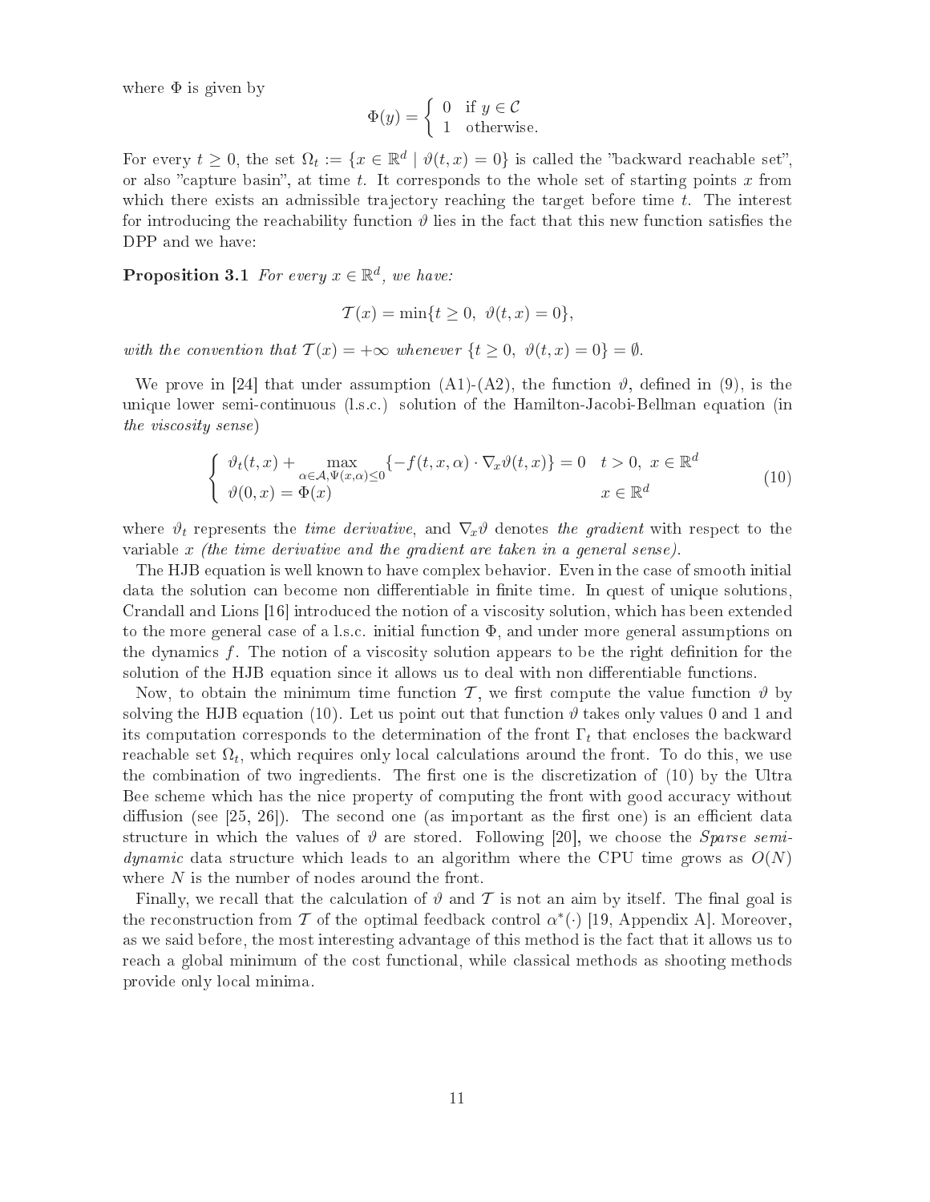where $\Phi$ is given by

$$\Phi(y) = \begin{cases} 0 & \text{if } y \in \mathcal{C} \\ 1 & \text{otherwise.} \end{cases}$$

For every $t \geq 0$, the set $\Omega_t := \{x \in \mathbb{R}^d \mid \vartheta(t, x) = 0\}$ is called the "backward reachable set", or also "capture basin", at time $t$. It corresponds to the whole set of starting points $x$ from which there exists an admissible trajectory reaching the target before time $t$. The interest for introducing the reachability function $\vartheta$ lies in the fact that this new function satisfies the DPP and we have:

**Proposition 3.1** *For every $x \in \mathbb{R}^d$, we have:*

$$\mathcal{T}(x) = \min\{t \geq 0, \ \vartheta(t, x) = 0\},$$

*with the convention that $\mathcal{T}(x) = +\infty$ whenever $\{t \geq 0, \ \vartheta(t, x) = 0\} = \emptyset$.*

We prove in [24] that under assumption (A1)-(A2), the function $\vartheta$, defined in (9), is the unique lower semi-continuous (l.s.c.) solution of the Hamilton-Jacobi-Bellman equation (in *the viscosity sense*)

$$\begin{cases} \vartheta_t(t, x) + \displaystyle\max_{\alpha \in \mathcal{A}, \Psi(x,\alpha) \leq 0} \{-f(t, x, \alpha) \cdot \nabla_x \vartheta(t, x)\} = 0 & t > 0, \ x \in \mathbb{R}^d \\ \vartheta(0, x) = \Phi(x) & x \in \mathbb{R}^d \end{cases} \tag{10}$$

where $\vartheta_t$ represents the *time derivative*, and $\nabla_x \vartheta$ denotes *the gradient* with respect to the variable $x$ *(the time derivative and the gradient are taken in a general sense)*.

The HJB equation is well known to have complex behavior. Even in the case of smooth initial data the solution can become non differentiable in finite time. In quest of unique solutions, Crandall and Lions [16] introduced the notion of a viscosity solution, which has been extended to the more general case of a l.s.c. initial function $\Phi$, and under more general assumptions on the dynamics $f$. The notion of a viscosity solution appears to be the right definition for the solution of the HJB equation since it allows us to deal with non differentiable functions.

Now, to obtain the minimum time function $\mathcal{T}$, we first compute the value function $\vartheta$ by solving the HJB equation (10). Let us point out that function $\vartheta$ takes only values 0 and 1 and its computation corresponds to the determination of the front $\Gamma_t$ that encloses the backward reachable set $\Omega_t$, which requires only local calculations around the front. To do this, we use the combination of two ingredients. The first one is the discretization of (10) by the Ultra Bee scheme which has the nice property of computing the front with good accuracy without diffusion (see [25, 26]). The second one (as important as the first one) is an efficient data structure in which the values of $\vartheta$ are stored. Following [20], we choose the *Sparse semi-dynamic* data structure which leads to an algorithm where the CPU time grows as $O(N)$ where $N$ is the number of nodes around the front.

Finally, we recall that the calculation of $\vartheta$ and $\mathcal{T}$ is not an aim by itself. The final goal is the reconstruction from $\mathcal{T}$ of the optimal feedback control $\alpha^*(\cdot)$ [19, Appendix A]. Moreover, as we said before, the most interesting advantage of this method is the fact that it allows us to reach a global minimum of the cost functional, while classical methods as shooting methods provide only local minima.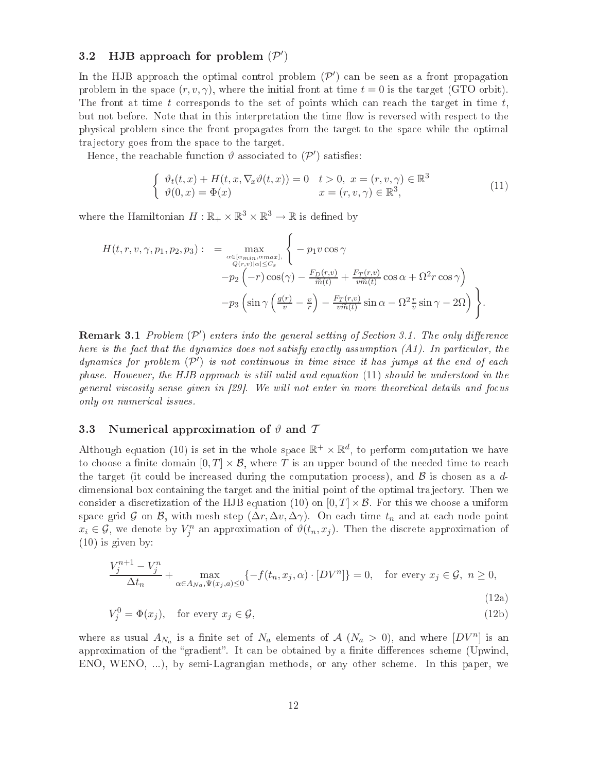### 3.2 HJB approach for problem $(\mathcal{P}')$

In the HJB approach the optimal control problem $(\mathcal{P}')$ can be seen as a front propagation problem in the space $(r, v, \gamma)$, where the initial front at time $t = 0$ is the target (GTO orbit). The front at time $t$ corresponds to the set of points which can reach the target in time $t$, but not before. Note that in this interpretation the time flow is reversed with respect to the physical problem since the front propagates from the target to the space while the optimal trajectory goes from the space to the target.

Hence, the reachable function $\vartheta$ associated to $(\mathcal{P}')$ satisfies:

$$
\begin{cases}
\vartheta_t(t,x) + H(t,x,\nabla_x \vartheta(t,x)) = 0 & t > 0,\ x = (r,v,\gamma) \in \mathbb{R}^3 \\
\vartheta(0,x) = \Phi(x) & x = (r,v,\gamma) \in \mathbb{R}^3,
\end{cases}
\tag{11}
$$

where the Hamiltonian $H : \mathbb{R}_+ \times \mathbb{R}^3 \times \mathbb{R}^3 \to \mathbb{R}$ is defined by

$$
\begin{aligned}
H(t,r,v,\gamma,p_1,p_2,p_3) : = \max_{\substack{\alpha \in [\alpha_{min}, \alpha_{max}], \\ Q(r,v)|\alpha| \le C_s}} \Bigg\{ & - p_1 v \cos\gamma \\
& -p_2 \left( -r) \cos(\gamma) - \frac{F_D(r,v)}{\widetilde{m}(t)} + \frac{F_T(r,v)}{v\widetilde{m}(t)} \cos\alpha + \Omega^2 r \cos\gamma \right) \\
& -p_3 \left( \sin\gamma \left( \frac{g(r)}{v} - \frac{v}{r} \right) - \frac{F_T(r,v)}{v\widetilde{m}(t)} \sin\alpha - \Omega^2 \frac{r}{v} \sin\gamma - 2\Omega \right) \Bigg\}.
\end{aligned}
$$

**Remark 3.1** *Problem $(\mathcal{P}')$ enters into the general setting of Section 3.1. The only difference here is the fact that the dynamics does not satisfy exactly assumption (A1). In particular, the dynamics for problem $(\mathcal{P}')$ is not continuous in time since it has jumps at the end of each phase. However, the HJB approach is still valid and equation (11) should be understood in the general viscosity sense given in [29]. We will not enter in more theoretical details and focus only on numerical issues.*

### 3.3 Numerical approximation of $\vartheta$ and $\mathcal{T}$

Although equation (10) is set in the whole space $\mathbb{R}^+ \times \mathbb{R}^d$, to perform computation we have to choose a finite domain $[0, T] \times \mathcal{B}$, where $T$ is an upper bound of the needed time to reach the target (it could be increased during the computation process), and $\mathcal{B}$ is chosen as a $d$-dimensional box containing the target and the initial point of the optimal trajectory. Then we consider a discretization of the HJB equation (10) on $[0, T] \times \mathcal{B}$. For this we choose a uniform space grid $\mathcal{G}$ on $\mathcal{B}$, with mesh step $(\Delta r, \Delta v, \Delta\gamma)$. On each time $t_n$ and at each node point $x_i \in \mathcal{G}$, we denote by $V_j^n$ an approximation of $\vartheta(t_n, x_j)$. Then the discrete approximation of (10) is given by:

$$
\frac{V_j^{n+1} - V_j^n}{\Delta t_n} + \max_{\alpha \in A_{Na}, \Psi(x_j,a) \le 0} \{ -f(t_n, x_j, \alpha) \cdot [DV^n] \} = 0, \quad \text{for every } x_j \in \mathcal{G},\ n \ge 0,
\tag{12a}
$$

$$
V_j^0 = \Phi(x_j), \quad \text{for every } x_j \in \mathcal{G},
\tag{12b}
$$

where as usual $A_{N_a}$ is a finite set of $N_a$ elements of $\mathcal{A}$ $(N_a > 0)$, and where $[DV^n]$ is an approximation of the "gradient". It can be obtained by a finite differences scheme (Upwind, ENO, WENO, ...), by semi-Lagrangian methods, or any other scheme. In this paper, we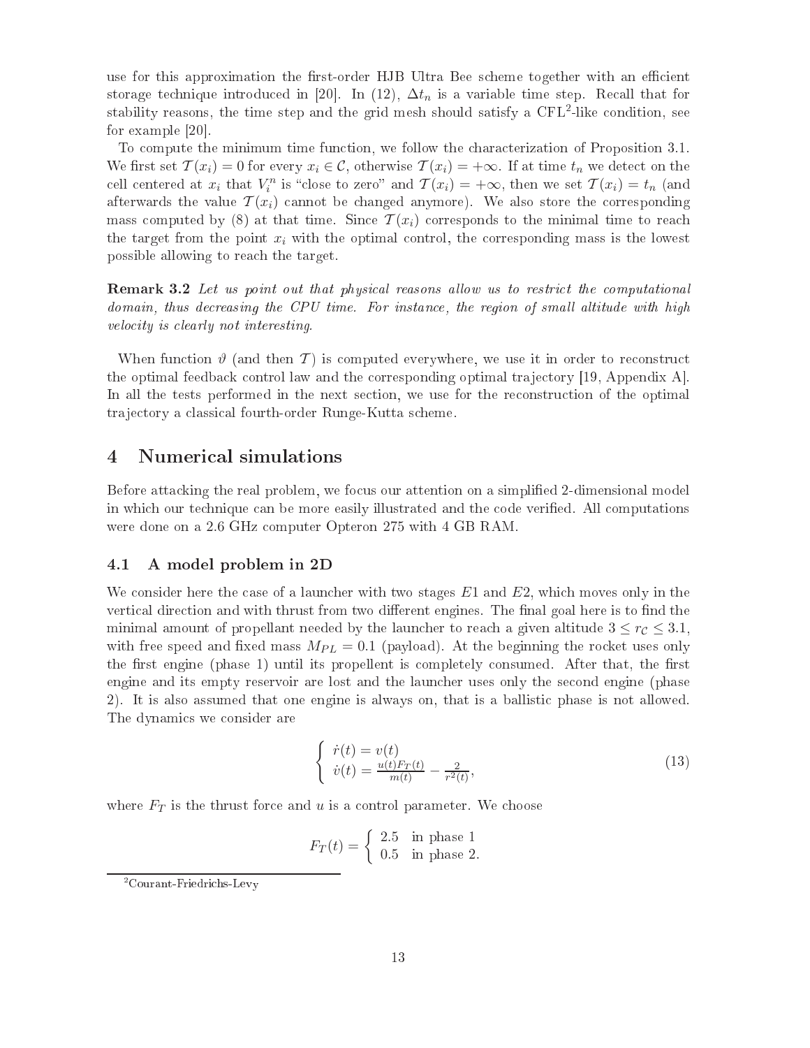use for this approximation the first-order HJB Ultra Bee scheme together with an efficient storage technique introduced in [20]. In (12), $\Delta t_n$ is a variable time step. Recall that for stability reasons, the time step and the grid mesh should satisfy a CFL[2]-like condition, see for example [20].

To compute the minimum time function, we follow the characterization of Proposition 3.1. We first set $\mathcal{T}(x_i) = 0$ for every $x_i \in \mathcal{C}$, otherwise $\mathcal{T}(x_i) = +\infty$. If at time $t_n$ we detect on the cell centered at $x_i$ that $V_i^n$ is "close to zero" and $\mathcal{T}(x_i) = +\infty$, then we set $\mathcal{T}(x_i) = t_n$ (and afterwards the value $\mathcal{T}(x_i)$ cannot be changed anymore). We also store the corresponding mass computed by (8) at that time. Since $\mathcal{T}(x_i)$ corresponds to the minimal time to reach the target from the point $x_i$ with the optimal control, the corresponding mass is the lowest possible allowing to reach the target.

**Remark 3.2** *Let us point out that physical reasons allow us to restrict the computational domain, thus decreasing the CPU time. For instance, the region of small altitude with high velocity is clearly not interesting.*

When function $\vartheta$ (and then $\mathcal{T}$) is computed everywhere, we use it in order to reconstruct the optimal feedback control law and the corresponding optimal trajectory [19, Appendix A]. In all the tests performed in the next section, we use for the reconstruction of the optimal trajectory a classical fourth-order Runge-Kutta scheme.

# 4 Numerical simulations

Before attacking the real problem, we focus our attention on a simplified 2-dimensional model in which our technique can be more easily illustrated and the code verified. All computations were done on a 2.6 GHz computer Opteron 275 with 4 GB RAM.

## 4.1 A model problem in 2D

We consider here the case of a launcher with two stages $E1$ and $E2$, which moves only in the vertical direction and with thrust from two different engines. The final goal here is to find the minimal amount of propellant needed by the launcher to reach a given altitude $3 \leq r_{\mathcal{C}} \leq 3.1$, with free speed and fixed mass $M_{PL} = 0.1$ (payload). At the beginning the rocket uses only the first engine (phase 1) until its propellent is completely consumed. After that, the first engine and its empty reservoir are lost and the launcher uses only the second engine (phase 2). It is also assumed that one engine is always on, that is a ballistic phase is not allowed. The dynamics we consider are

$$
\left\{ \begin{array}{l} \dot{r}(t) = v(t) \\ \dot{v}(t) = \frac{u(t)F_T(t)}{m(t)} - \frac{2}{r^2(t)}, \end{array} \right. \tag{13}
$$

where $F_T$ is the thrust force and $u$ is a control parameter. We choose

$$
F_T(t) = \left\{ \begin{array}{ll} 2.5 & \text{in phase 1} \\ 0.5 & \text{in phase 2.} \end{array} \right.
$$

[2] Courant-Friedrichs-Levy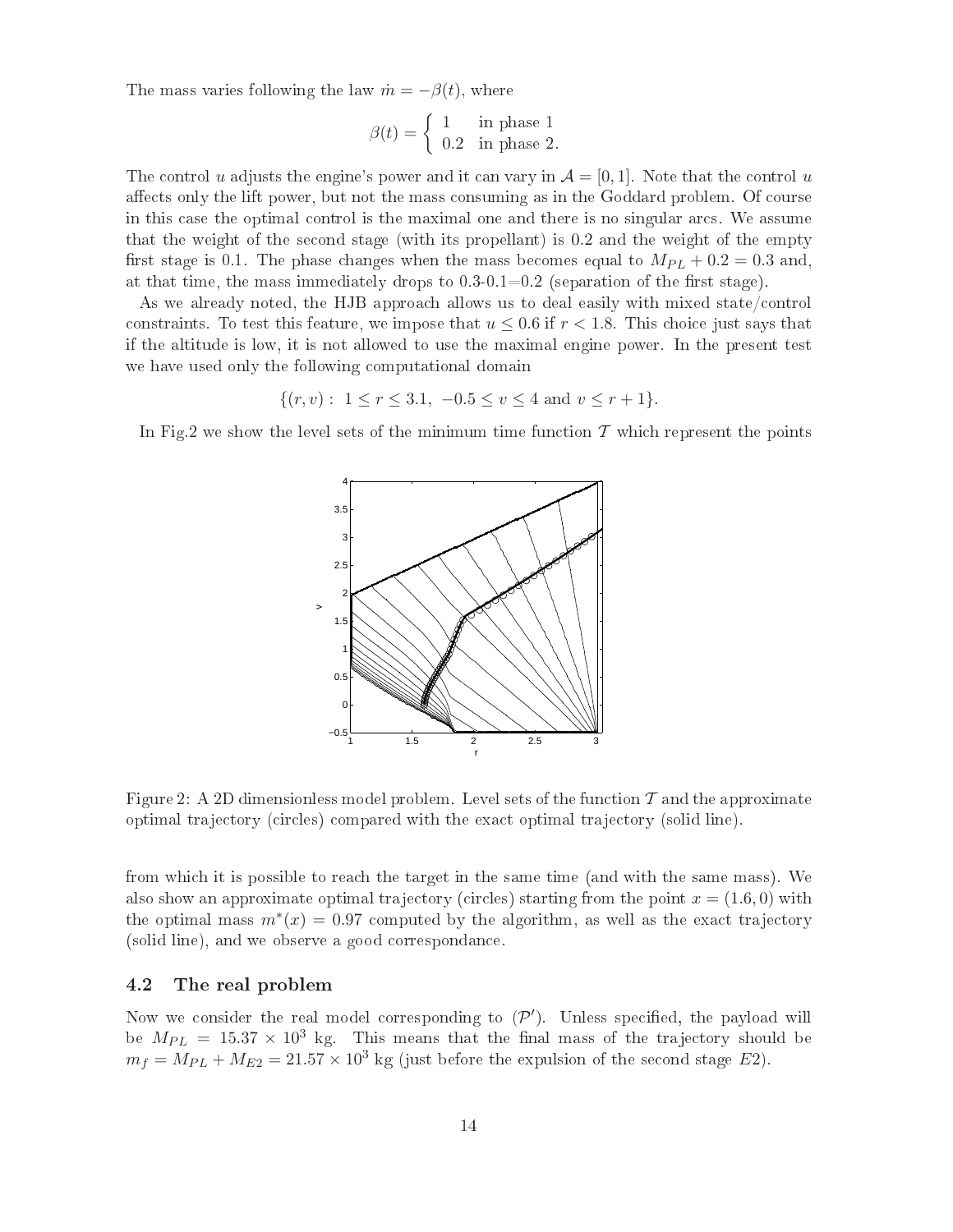The mass varies following the law $\dot{m} = -\beta(t)$, where

$$\beta(t) = \begin{cases} 1 & \text{in phase 1} \\ 0.2 & \text{in phase 2.} \end{cases}$$

The control $u$ adjusts the engine's power and it can vary in $\mathcal{A} = [0, 1]$. Note that the control $u$ affects only the lift power, but not the mass consuming as in the Goddard problem. Of course in this case the optimal control is the maximal one and there is no singular arcs. We assume that the weight of the second stage (with its propellant) is 0.2 and the weight of the empty first stage is 0.1. The phase changes when the mass becomes equal to $M_{PL} + 0.2 = 0.3$ and, at that time, the mass immediately drops to 0.3-0.1=0.2 (separation of the first stage).

As we already noted, the HJB approach allows us to deal easily with mixed state/control constraints. To test this feature, we impose that $u \leq 0.6$ if $r < 1.8$. This choice just says that if the altitude is low, it is not allowed to use the maximal engine power. In the present test we have used only the following computational domain

$$\{(r, v) : \ 1 \leq r \leq 3.1, \ -0.5 \leq v \leq 4 \text{ and } v \leq r + 1\}.$$

In Fig.2 we show the level sets of the minimum time function $\mathcal{T}$ which represent the points from which it is possible to reach the target in the same time (and with the same mass). We also show an approximate optimal trajectory (circles) starting from the point $x = (1.6, 0)$ with the optimal mass $m^*(x) = 0.97$ computed by the algorithm, as well as the exact trajectory (solid line), and we observe a good correspondance.

Figure 2: A 2D dimensionless model problem. Level sets of the function $\mathcal{T}$ and the approximate optimal trajectory (circles) compared with the exact optimal trajectory (solid line).

### 4.2 The real problem

Now we consider the real model corresponding to $(\mathcal{P}')$. Unless specified, the payload will be $M_{PL} = 15.37 \times 10^3$ kg. This means that the final mass of the trajectory should be $m_f = M_{PL} + M_{E2} = 21.57 \times 10^3$ kg (just before the expulsion of the second stage $E2$).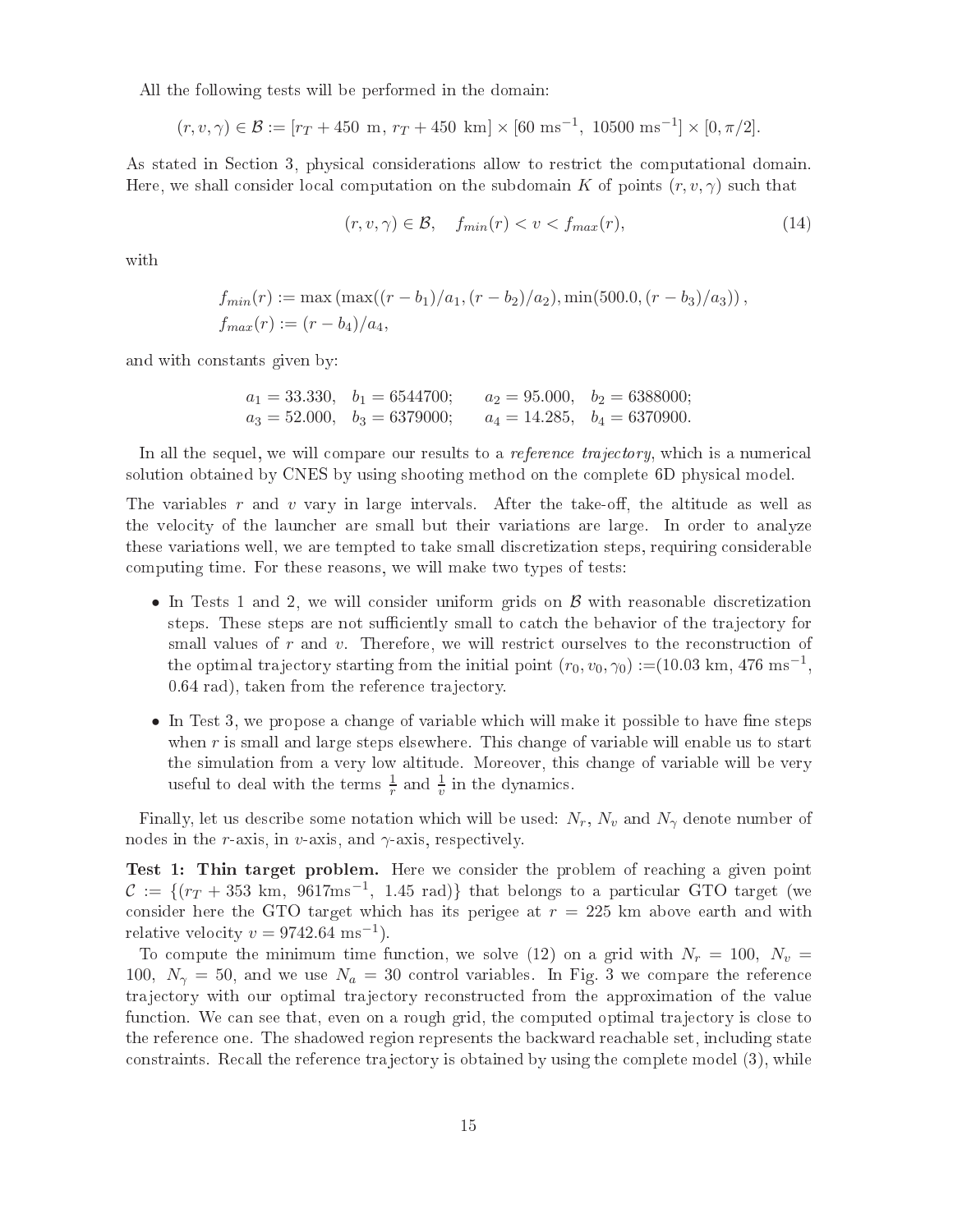All the following tests will be performed in the domain:

$$(r, v, \gamma) \in \mathcal{B} := [r_T + 450 \text{ m},\ r_T + 450 \text{ km}] \times [60 \text{ ms}^{-1},\ 10500 \text{ ms}^{-1}] \times [0, \pi/2].$$

As stated in Section 3, physical considerations allow to restrict the computational domain. Here, we shall consider local computation on the subdomain $K$ of points $(r, v, \gamma)$ such that

$$(r, v, \gamma) \in \mathcal{B}, \quad f_{min}(r) < v < f_{max}(r), \tag{14}$$

with

$$f_{min}(r) := \max\left(\max((r - b_1)/a_1, (r - b_2)/a_2), \min(500.0, (r - b_3)/a_3)\right),$$
$$f_{max}(r) := (r - b_4)/a_4,$$

and with constants given by:

$$a_1 = 33.330, \quad b_1 = 6544700; \qquad a_2 = 95.000, \quad b_2 = 6388000;$$
$$a_3 = 52.000, \quad b_3 = 6379000; \qquad a_4 = 14.285, \quad b_4 = 6370900.$$

In all the sequel, we will compare our results to a *reference trajectory*, which is a numerical solution obtained by CNES by using shooting method on the complete 6D physical model.

The variables $r$ and $v$ vary in large intervals. After the take-off, the altitude as well as the velocity of the launcher are small but their variations are large. In order to analyze these variations well, we are tempted to take small discretization steps, requiring considerable computing time. For these reasons, we will make two types of tests:

- In Tests 1 and 2, we will consider uniform grids on $\mathcal{B}$ with reasonable discretization steps. These steps are not sufficiently small to catch the behavior of the trajectory for small values of $r$ and $v$. Therefore, we will restrict ourselves to the reconstruction of the optimal trajectory starting from the initial point $(r_0, v_0, \gamma_0) :=(10.03 \text{ km}, 476 \text{ ms}^{-1}, 0.64 \text{ rad})$, taken from the reference trajectory.
- In Test 3, we propose a change of variable which will make it possible to have fine steps when $r$ is small and large steps elsewhere. This change of variable will enable us to start the simulation from a very low altitude. Moreover, this change of variable will be very useful to deal with the terms $\frac{1}{r}$ and $\frac{1}{v}$ in the dynamics.

Finally, let us describe some notation which will be used: $N_r$, $N_v$ and $N_\gamma$ denote number of nodes in the $r$-axis, in $v$-axis, and $\gamma$-axis, respectively.

**Test 1: Thin target problem.** Here we consider the problem of reaching a given point $\mathcal{C} := \{(r_T + 353 \text{ km},\ 9617\text{ms}^{-1},\ 1.45 \text{ rad})\}$ that belongs to a particular GTO target (we consider here the GTO target which has its perigee at $r = 225$ km above earth and with relative velocity $v = 9742.64 \text{ ms}^{-1}$).

To compute the minimum time function, we solve (12) on a grid with $N_r = 100$, $N_v = 100$, $N_\gamma = 50$, and we use $N_a = 30$ control variables. In Fig. 3 we compare the reference trajectory with our optimal trajectory reconstructed from the approximation of the value function. We can see that, even on a rough grid, the computed optimal trajectory is close to the reference one. The shadowed region represents the backward reachable set, including state constraints. Recall the reference trajectory is obtained by using the complete model (3), while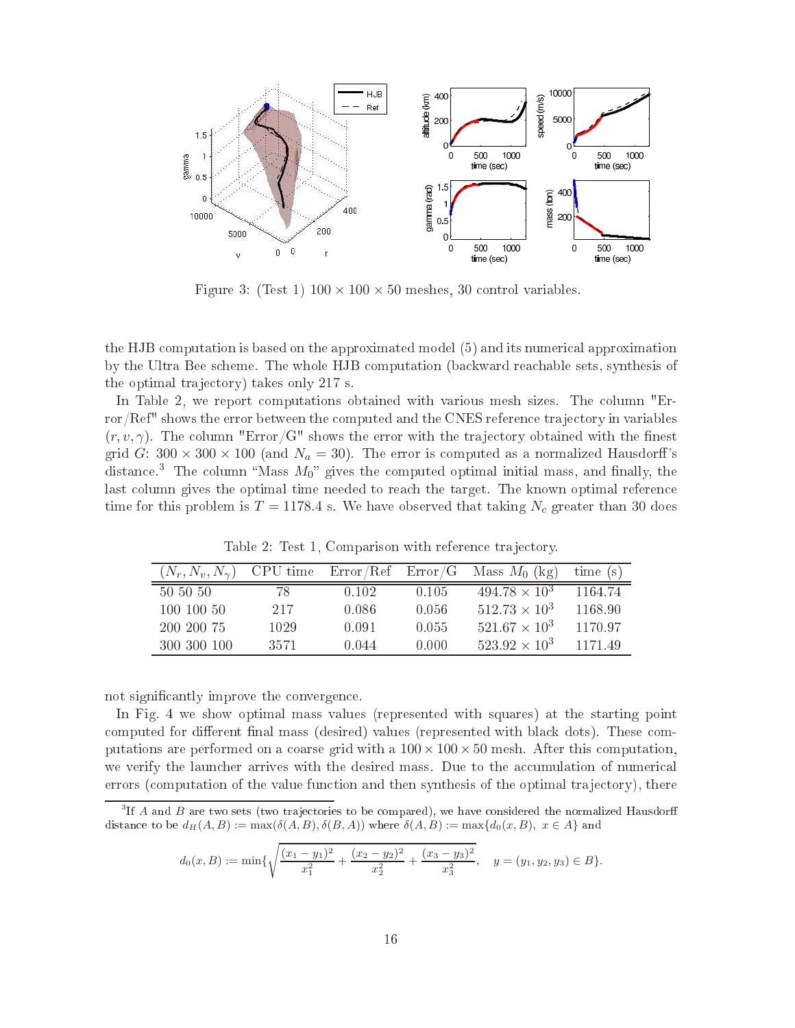Figure 3: (Test 1) $100 \times 100 \times 50$ meshes, 30 control variables.

the HJB computation is based on the approximated model (5) and its numerical approximation by the Ultra Bee scheme. The whole HJB computation (backward reachable sets, synthesis of the optimal trajectory) takes only 217 s.

In Table 2, we report computations obtained with various mesh sizes. The column "Error/Ref" shows the error between the computed and the CNES reference trajectory in variables $(r, v, \gamma)$. The column "Error/G" shows the error with the trajectory obtained with the finest grid $G$: $300 \times 300 \times 100$ (and $N_a = 30$). The error is computed as a normalized Hausdorff's distance.[3] The column "Mass $M_0$" gives the computed optimal initial mass, and finally, the last column gives the optimal time needed to reach the target. The known optimal reference time for this problem is $T = 1178.4$ s. We have observed that taking $N_c$ greater than 30 does not significantly improve the convergence.

Table 2: Test 1, Comparison with reference trajectory.

| $(N_r, N_v, N_\gamma)$ | CPU time | Error/Ref | Error/G | Mass $M_0$ (kg) | time (s) |
|---|---|---|---|---|---|
| 50 50 50 | 78 | 0.102 | 0.105 | $494.78 \times 10^3$ | 1164.74 |
| 100 100 50 | 217 | 0.086 | 0.056 | $512.73 \times 10^3$ | 1168.90 |
| 200 200 75 | 1029 | 0.091 | 0.055 | $521.67 \times 10^3$ | 1170.97 |
| 300 300 100 | 3571 | 0.044 | 0.000 | $523.92 \times 10^3$ | 1171.49 |

In Fig. 4 we show optimal mass values (represented with squares) at the starting point computed for different final mass (desired) values (represented with black dots). These computations are performed on a coarse grid with a $100 \times 100 \times 50$ mesh. After this computation, we verify the launcher arrives with the desired mass. Due to the accumulation of numerical errors (computation of the value function and then synthesis of the optimal trajectory), there

[3] If $A$ and $B$ are two sets (two trajectories to be compared), we have considered the normalized Hausdorff distance to be $d_H(A, B) := \max(\delta(A, B), \delta(B, A))$ where $\delta(A, B) := \max\{d_0(x, B),\ x \in A\}$ and

$$d_0(x, B) := \min\{\sqrt{\frac{(x_1 - y_1)^2}{x_1^2} + \frac{(x_2 - y_2)^2}{x_2^2} + \frac{(x_3 - y_3)^2}{x_3^2}}, \quad y = (y_1, y_2, y_3) \in B\}.$$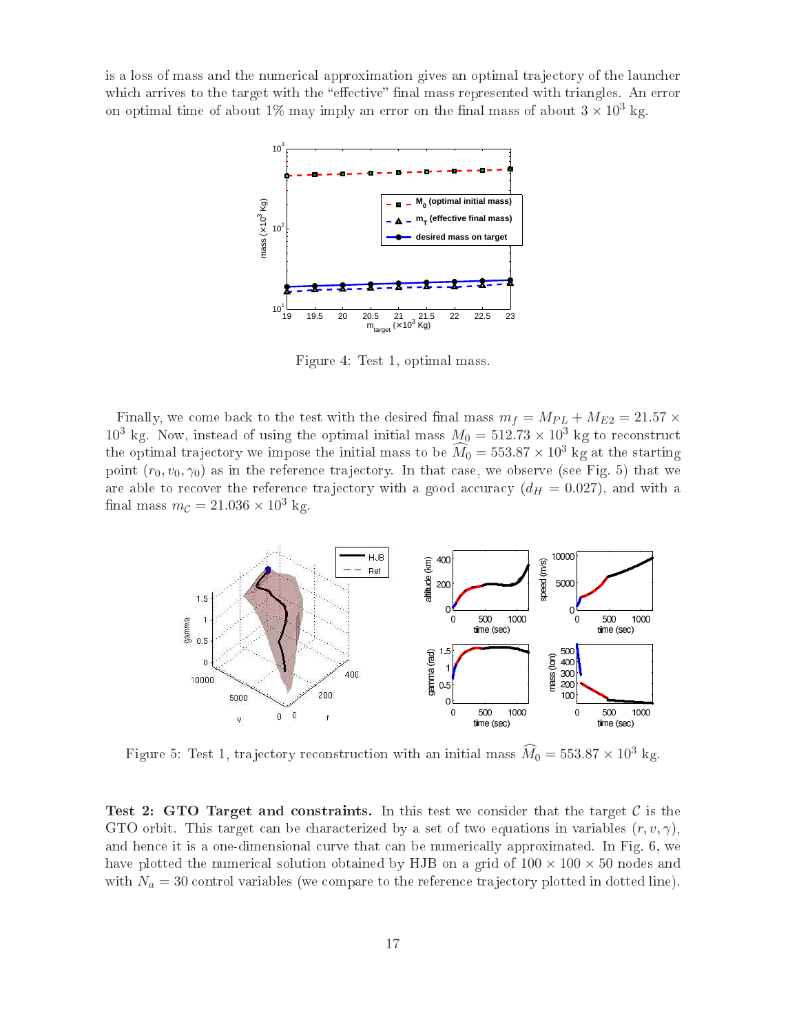is a loss of mass and the numerical approximation gives an optimal trajectory of the launcher which arrives to the target with the "effective" final mass represented with triangles. An error on optimal time of about 1% may imply an error on the final mass of about $3 \times 10^3$ kg.

Figure 4: Test 1, optimal mass.

Finally, we come back to the test with the desired final mass $m_f = M_{PL} + M_{E2} = 21.57 \times 10^3$ kg. Now, instead of using the optimal initial mass $M_0 = 512.73 \times 10^3$ kg to reconstruct the optimal trajectory we impose the initial mass to be $\widehat{M}_0 = 553.87 \times 10^3$ kg at the starting point $(r_0, v_0, \gamma_0)$ as in the reference trajectory. In that case, we observe (see Fig. 5) that we are able to recover the reference trajectory with a good accuracy ($d_H = 0.027$), and with a final mass $m_{\mathcal{C}} = 21.036 \times 10^3$ kg.

Figure 5: Test 1, trajectory reconstruction with an initial mass $\widehat{M}_0 = 553.87 \times 10^3$ kg.

**Test 2: GTO Target and constraints.** In this test we consider that the target $\mathcal{C}$ is the GTO orbit. This target can be characterized by a set of two equations in variables $(r, v, \gamma)$, and hence it is a one-dimensional curve that can be numerically approximated. In Fig. 6, we have plotted the numerical solution obtained by HJB on a grid of $100 \times 100 \times 50$ nodes and with $N_a = 30$ control variables (we compare to the reference trajectory plotted in dotted line).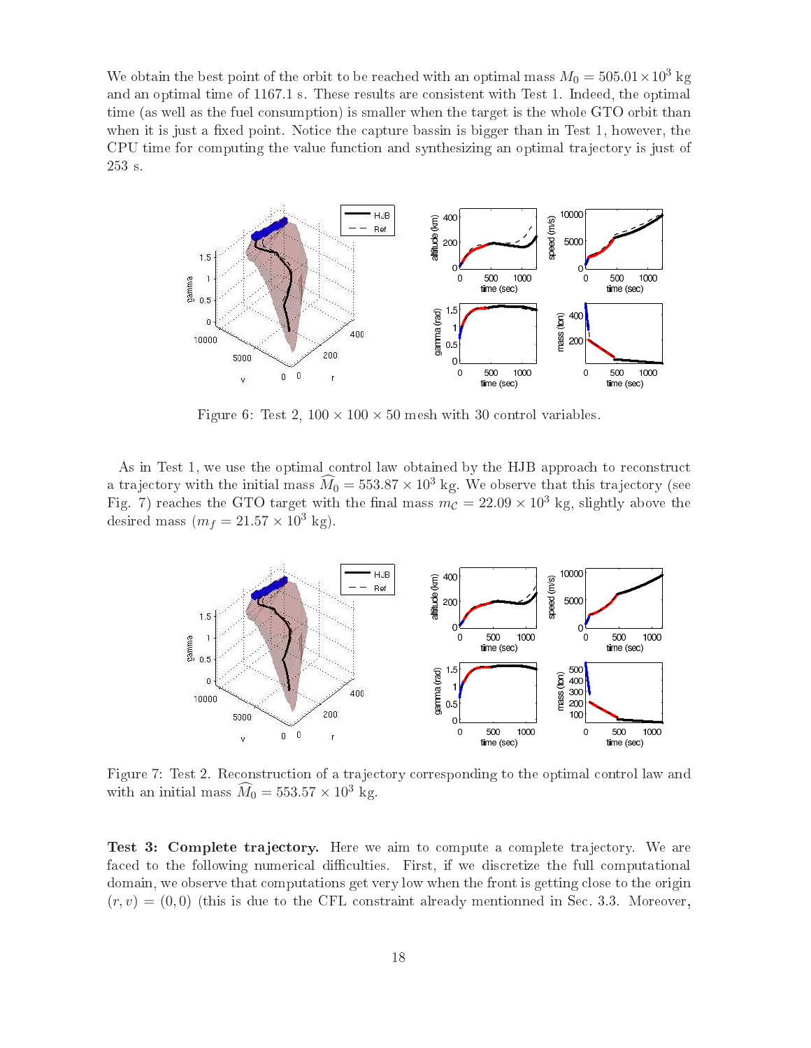We obtain the best point of the orbit to be reached with an optimal mass $M_0 = 505.01 \times 10^3$ kg and an optimal time of 1167.1 s. These results are consistent with Test 1. Indeed, the optimal time (as well as the fuel consumption) is smaller when the target is the whole GTO orbit than when it is just a fixed point. Notice the capture bassin is bigger than in Test 1, however, the CPU time for computing the value function and synthesizing an optimal trajectory is just of 253 s.

Figure 6: Test 2, $100 \times 100 \times 50$ mesh with 30 control variables.

As in Test 1, we use the optimal control law obtained by the HJB approach to reconstruct a trajectory with the initial mass $\widehat{M_0} = 553.87 \times 10^3$ kg. We observe that this trajectory (see Fig. 7) reaches the GTO target with the final mass $m_{\mathcal{C}} = 22.09 \times 10^3$ kg, slightly above the desired mass ($m_f = 21.57 \times 10^3$ kg).

Figure 7: Test 2. Reconstruction of a trajectory corresponding to the optimal control law and with an initial mass $\widehat{M_0} = 553.57 \times 10^3$ kg.

**Test 3: Complete trajectory.** Here we aim to compute a complete trajectory. We are faced to the following numerical difficulties. First, if we discretize the full computational domain, we observe that computations get very low when the front is getting close to the origin $(r, v) = (0, 0)$ (this is due to the CFL constraint already mentionned in Sec. 3.3. Moreover,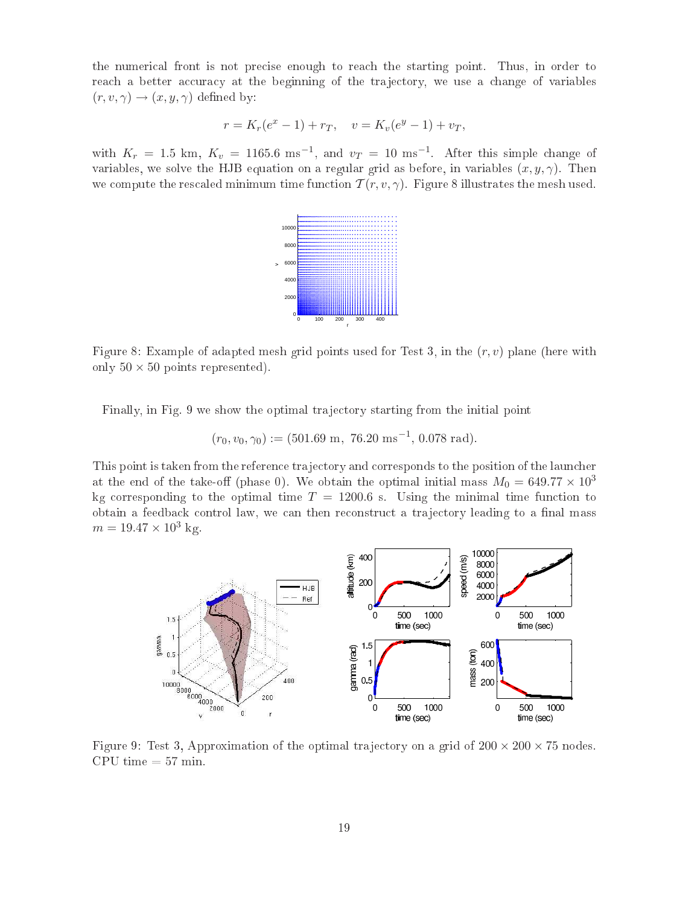the numerical front is not precise enough to reach the starting point. Thus, in order to reach a better accuracy at the beginning of the trajectory, we use a change of variables $(r, v, \gamma) \to (x, y, \gamma)$ defined by:

$$r = K_r(e^x - 1) + r_T, \quad v = K_v(e^y - 1) + v_T,$$

with $K_r = 1.5$ km, $K_v = 1165.6$ ms$^{-1}$, and $v_T = 10$ ms$^{-1}$. After this simple change of variables, we solve the HJB equation on a regular grid as before, in variables $(x, y, \gamma)$. Then we compute the rescaled minimum time function $\mathcal{T}(r, v, \gamma)$. Figure 8 illustrates the mesh used.

Figure 8: Example of adapted mesh grid points used for Test 3, in the $(r, v)$ plane (here with only $50 \times 50$ points represented).

Finally, in Fig. 9 we show the optimal trajectory starting from the initial point

$$(r_0, v_0, \gamma_0) := (501.69 \text{ m}, \ 76.20 \text{ ms}^{-1}, \ 0.078 \text{ rad}).$$

This point is taken from the reference trajectory and corresponds to the position of the launcher at the end of the take-off (phase 0). We obtain the optimal initial mass $M_0 = 649.77 \times 10^3$ kg corresponding to the optimal time $T = 1200.6$ s. Using the minimal time function to obtain a feedback control law, we can then reconstruct a trajectory leading to a final mass $m = 19.47 \times 10^3$ kg.

Figure 9: Test 3, Approximation of the optimal trajectory on a grid of $200 \times 200 \times 75$ nodes. CPU time = 57 min.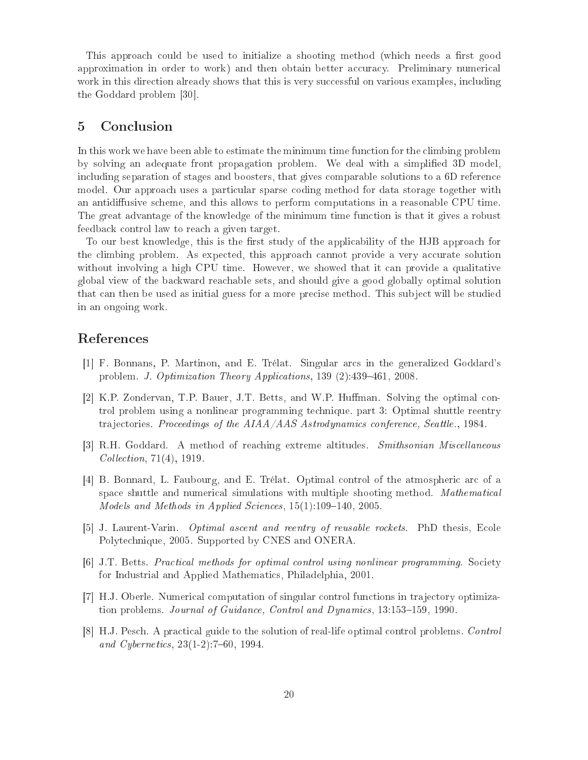This approach could be used to initialize a shooting method (which needs a first good approximation in order to work) and then obtain better accuracy. Preliminary numerical work in this direction already shows that this is very successful on various examples, including the Goddard problem [30].

## 5 Conclusion

In this work we have been able to estimate the minimum time function for the climbing problem by solving an adequate front propagation problem. We deal with a simplified 3D model, including separation of stages and boosters, that gives comparable solutions to a 6D reference model. Our approach uses a particular sparse coding method for data storage together with an antidiffusive scheme, and this allows to perform computations in a reasonable CPU time. The great advantage of the knowledge of the minimum time function is that it gives a robust feedback control law to reach a given target.

To our best knowledge, this is the first study of the applicability of the HJB approach for the climbing problem. As expected, this approach cannot provide a very accurate solution without involving a high CPU time. However, we showed that it can provide a qualitative global view of the backward reachable sets, and should give a good globally optimal solution that can then be used as initial guess for a more precise method. This subject will be studied in an ongoing work.

## References

[1] F. Bonnans, P. Martinon, and E. Trélat. Singular arcs in the generalized Goddard's problem. *J. Optimization Theory Applications*, 139 (2):439–461, 2008.

[2] K.P. Zondervan, T.P. Bauer, J.T. Betts, and W.P. Huffman. Solving the optimal control problem using a nonlinear programming technique. part 3: Optimal shuttle reentry trajectories. *Proceedings of the AIAA/AAS Astrodynamics conference, Seattle.*, 1984.

[3] R.H. Goddard. A method of reaching extreme altitudes. *Smithsonian Miscellaneous Collection*, 71(4), 1919.

[4] B. Bonnard, L. Faubourg, and E. Trélat. Optimal control of the atmospheric arc of a space shuttle and numerical simulations with multiple shooting method. *Mathematical Models and Methods in Applied Sciences*, 15(1):109–140, 2005.

[5] J. Laurent-Varin. *Optimal ascent and reentry of reusable rockets*. PhD thesis, Ecole Polytechnique, 2005. Supported by CNES and ONERA.

[6] J.T. Betts. *Practical methods for optimal control using nonlinear programming*. Society for Industrial and Applied Mathematics, Philadelphia, 2001.

[7] H.J. Oberle. Numerical computation of singular control functions in trajectory optimization problems. *Journal of Guidance, Control and Dynamics*, 13:153–159, 1990.

[8] H.J. Pesch. A practical guide to the solution of real-life optimal control problems. *Control and Cybernetics*, 23(1-2):7–60, 1994.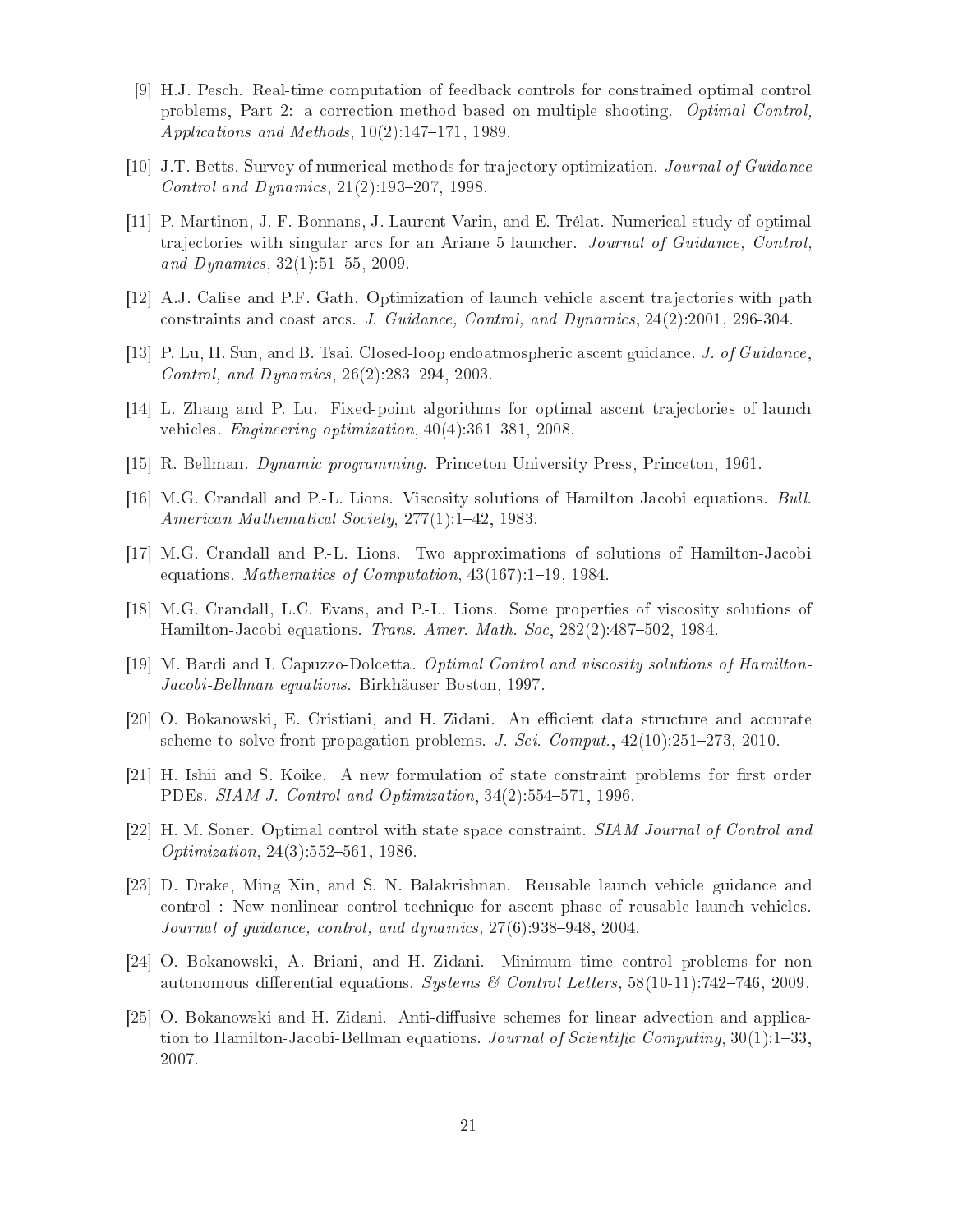[9] H.J. Pesch. Real-time computation of feedback controls for constrained optimal control problems, Part 2: a correction method based on multiple shooting. *Optimal Control, Applications and Methods*, 10(2):147–171, 1989.

[10] J.T. Betts. Survey of numerical methods for trajectory optimization. *Journal of Guidance Control and Dynamics*, 21(2):193–207, 1998.

[11] P. Martinon, J. F. Bonnans, J. Laurent-Varin, and E. Trélat. Numerical study of optimal trajectories with singular arcs for an Ariane 5 launcher. *Journal of Guidance, Control, and Dynamics*, 32(1):51–55, 2009.

[12] A.J. Calise and P.F. Gath. Optimization of launch vehicle ascent trajectories with path constraints and coast arcs. *J. Guidance, Control, and Dynamics*, 24(2):2001, 296-304.

[13] P. Lu, H. Sun, and B. Tsai. Closed-loop endoatmospheric ascent guidance. *J. of Guidance, Control, and Dynamics*, 26(2):283–294, 2003.

[14] L. Zhang and P. Lu. Fixed-point algorithms for optimal ascent trajectories of launch vehicles. *Engineering optimization*, 40(4):361–381, 2008.

[15] R. Bellman. *Dynamic programming*. Princeton University Press, Princeton, 1961.

[16] M.G. Crandall and P.-L. Lions. Viscosity solutions of Hamilton Jacobi equations. *Bull. American Mathematical Society*, 277(1):1–42, 1983.

[17] M.G. Crandall and P.-L. Lions. Two approximations of solutions of Hamilton-Jacobi equations. *Mathematics of Computation*, 43(167):1–19, 1984.

[18] M.G. Crandall, L.C. Evans, and P.-L. Lions. Some properties of viscosity solutions of Hamilton-Jacobi equations. *Trans. Amer. Math. Soc*, 282(2):487–502, 1984.

[19] M. Bardi and I. Capuzzo-Dolcetta. *Optimal Control and viscosity solutions of Hamilton-Jacobi-Bellman equations*. Birkhäuser Boston, 1997.

[20] O. Bokanowski, E. Cristiani, and H. Zidani. An efficient data structure and accurate scheme to solve front propagation problems. *J. Sci. Comput.*, 42(10):251–273, 2010.

[21] H. Ishii and S. Koike. A new formulation of state constraint problems for first order PDEs. *SIAM J. Control and Optimization*, 34(2):554–571, 1996.

[22] H. M. Soner. Optimal control with state space constraint. *SIAM Journal of Control and Optimization*, 24(3):552–561, 1986.

[23] D. Drake, Ming Xin, and S. N. Balakrishnan. Reusable launch vehicle guidance and control : New nonlinear control technique for ascent phase of reusable launch vehicles. *Journal of guidance, control, and dynamics*, 27(6):938–948, 2004.

[24] O. Bokanowski, A. Briani, and H. Zidani. Minimum time control problems for non autonomous differential equations. *Systems & Control Letters*, 58(10-11):742–746, 2009.

[25] O. Bokanowski and H. Zidani. Anti-diffusive schemes for linear advection and application to Hamilton-Jacobi-Bellman equations. *Journal of Scientific Computing*, 30(1):1–33, 2007.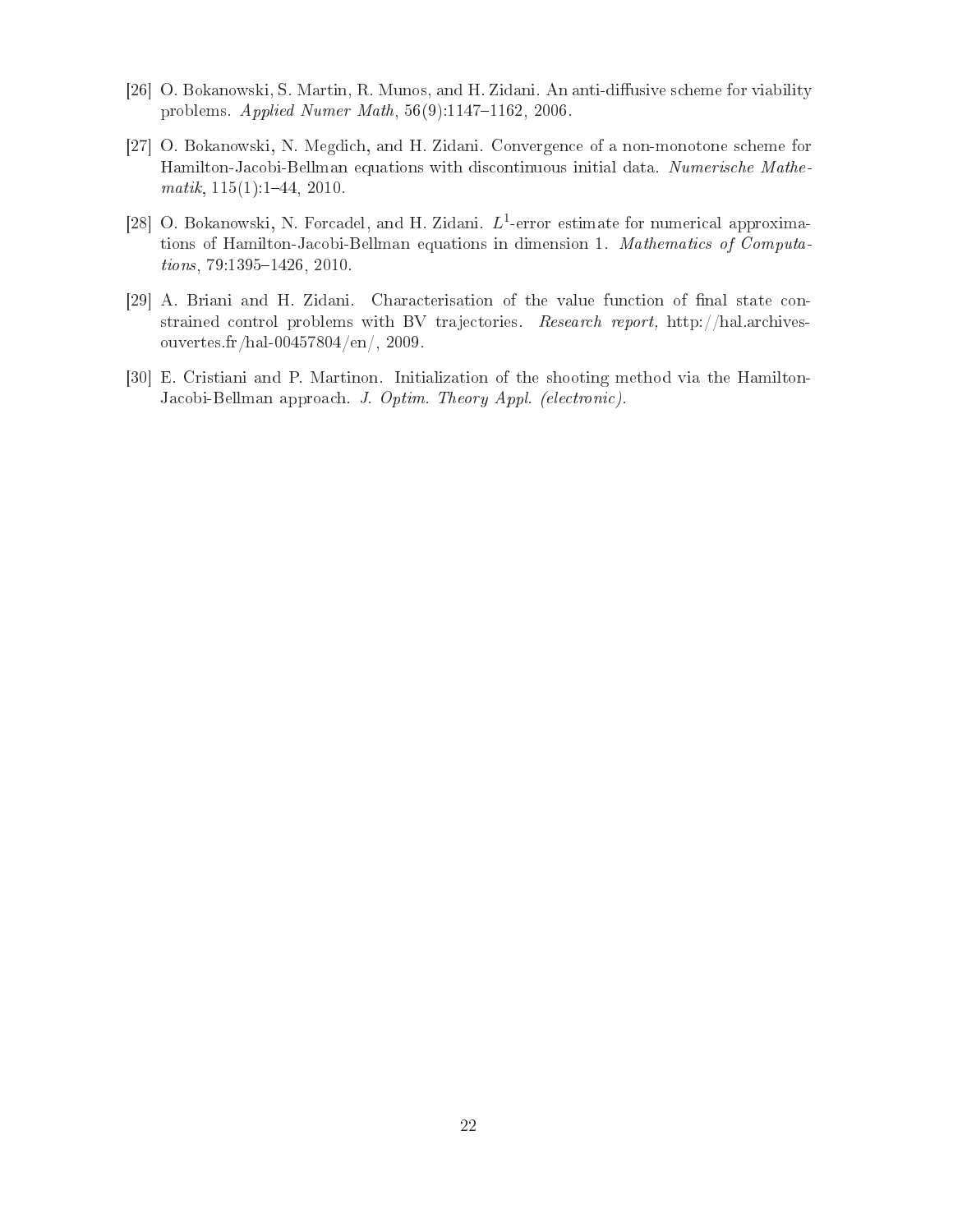[26] O. Bokanowski, S. Martin, R. Munos, and H. Zidani. An anti-diffusive scheme for viability problems. *Applied Numer Math*, 56(9):1147–1162, 2006.

[27] O. Bokanowski, N. Megdich, and H. Zidani. Convergence of a non-monotone scheme for Hamilton-Jacobi-Bellman equations with discontinuous initial data. *Numerische Mathematik*, 115(1):1–44, 2010.

[28] O. Bokanowski, N. Forcadel, and H. Zidani. $L^1$-error estimate for numerical approximations of Hamilton-Jacobi-Bellman equations in dimension 1. *Mathematics of Computations*, 79:1395–1426, 2010.

[29] A. Briani and H. Zidani. Characterisation of the value function of final state constrained control problems with BV trajectories. *Research report,* http://hal.archives-ouvertes.fr/hal-00457804/en/, 2009.

[30] E. Cristiani and P. Martinon. Initialization of the shooting method via the Hamilton-Jacobi-Bellman approach. *J. Optim. Theory Appl. (electronic).*